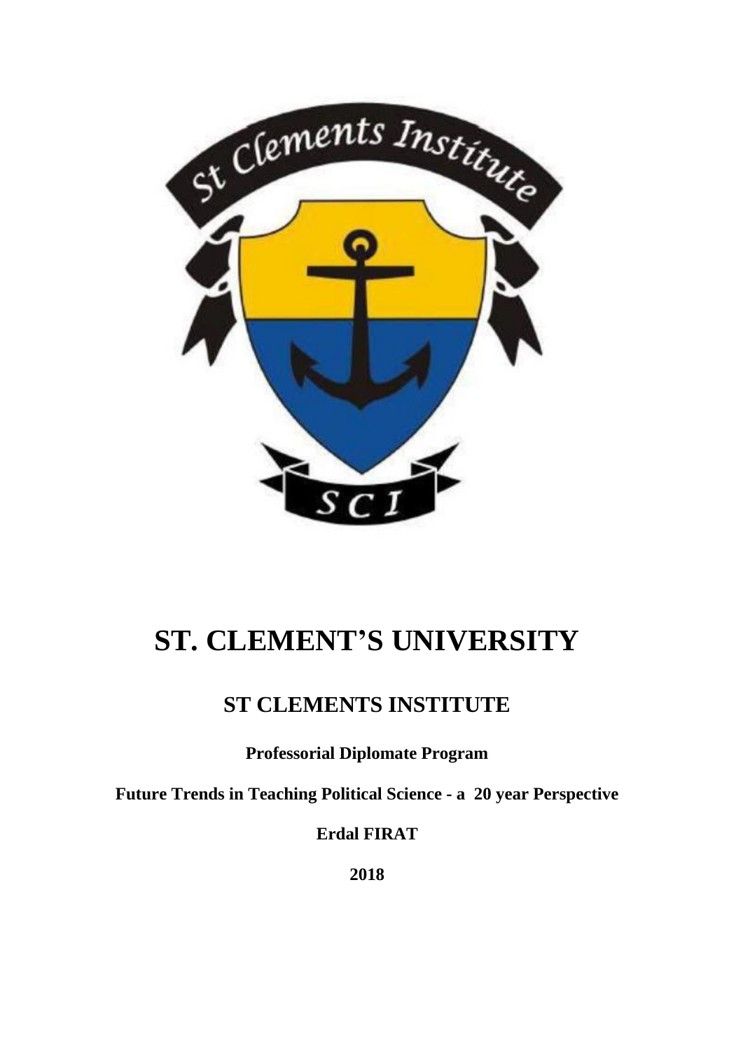# ST. CLEMENT'S UNIVERSITY

## ST CLEMENTS INSTITUTE

**Professorial Diplomate Program**

**Future Trends in Teaching Political Science - a 20 year Perspective**

**Erdal FIRAT**

**2018**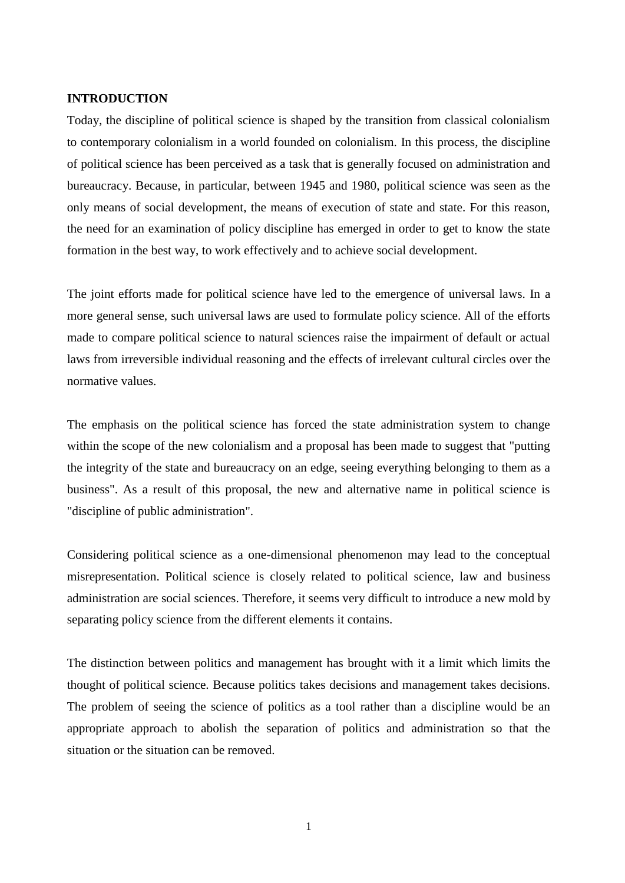## INTRODUCTION

Today, the discipline of political science is shaped by the transition from classical colonialism to contemporary colonialism in a world founded on colonialism. In this process, the discipline of political science has been perceived as a task that is generally focused on administration and bureaucracy. Because, in particular, between 1945 and 1980, political science was seen as the only means of social development, the means of execution of state and state. For this reason, the need for an examination of policy discipline has emerged in order to get to know the state formation in the best way, to work effectively and to achieve social development.

The joint efforts made for political science have led to the emergence of universal laws. In a more general sense, such universal laws are used to formulate policy science. All of the efforts made to compare political science to natural sciences raise the impairment of default or actual laws from irreversible individual reasoning and the effects of irrelevant cultural circles over the normative values.

The emphasis on the political science has forced the state administration system to change within the scope of the new colonialism and a proposal has been made to suggest that "putting the integrity of the state and bureaucracy on an edge, seeing everything belonging to them as a business". As a result of this proposal, the new and alternative name in political science is "discipline of public administration".

Considering political science as a one-dimensional phenomenon may lead to the conceptual misrepresentation. Political science is closely related to political science, law and business administration are social sciences. Therefore, it seems very difficult to introduce a new mold by separating policy science from the different elements it contains.

The distinction between politics and management has brought with it a limit which limits the thought of political science. Because politics takes decisions and management takes decisions. The problem of seeing the science of politics as a tool rather than a discipline would be an appropriate approach to abolish the separation of politics and administration so that the situation or the situation can be removed.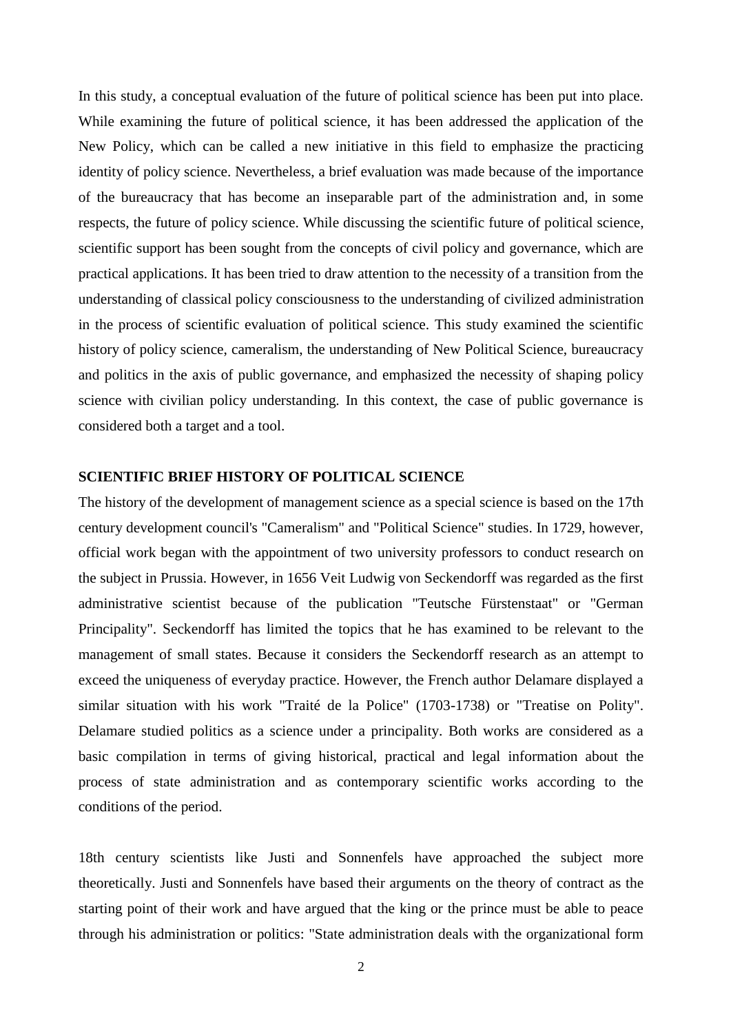In this study, a conceptual evaluation of the future of political science has been put into place. While examining the future of political science, it has been addressed the application of the New Policy, which can be called a new initiative in this field to emphasize the practicing identity of policy science. Nevertheless, a brief evaluation was made because of the importance of the bureaucracy that has become an inseparable part of the administration and, in some respects, the future of policy science. While discussing the scientific future of political science, scientific support has been sought from the concepts of civil policy and governance, which are practical applications. It has been tried to draw attention to the necessity of a transition from the understanding of classical policy consciousness to the understanding of civilized administration in the process of scientific evaluation of political science. This study examined the scientific history of policy science, cameralism, the understanding of New Political Science, bureaucracy and politics in the axis of public governance, and emphasized the necessity of shaping policy science with civilian policy understanding. In this context, the case of public governance is considered both a target and a tool.

## SCIENTIFIC BRIEF HISTORY OF POLITICAL SCIENCE

The history of the development of management science as a special science is based on the 17th century development council's "Cameralism" and "Political Science" studies. In 1729, however, official work began with the appointment of two university professors to conduct research on the subject in Prussia. However, in 1656 Veit Ludwig von Seckendorff was regarded as the first administrative scientist because of the publication "Teutsche Fürstenstaat" or "German Principality". Seckendorff has limited the topics that he has examined to be relevant to the management of small states. Because it considers the Seckendorff research as an attempt to exceed the uniqueness of everyday practice. However, the French author Delamare displayed a similar situation with his work "Traité de la Police" (1703-1738) or "Treatise on Polity". Delamare studied politics as a science under a principality. Both works are considered as a basic compilation in terms of giving historical, practical and legal information about the process of state administration and as contemporary scientific works according to the conditions of the period.

18th century scientists like Justi and Sonnenfels have approached the subject more theoretically. Justi and Sonnenfels have based their arguments on the theory of contract as the starting point of their work and have argued that the king or the prince must be able to peace through his administration or politics: "State administration deals with the organizational form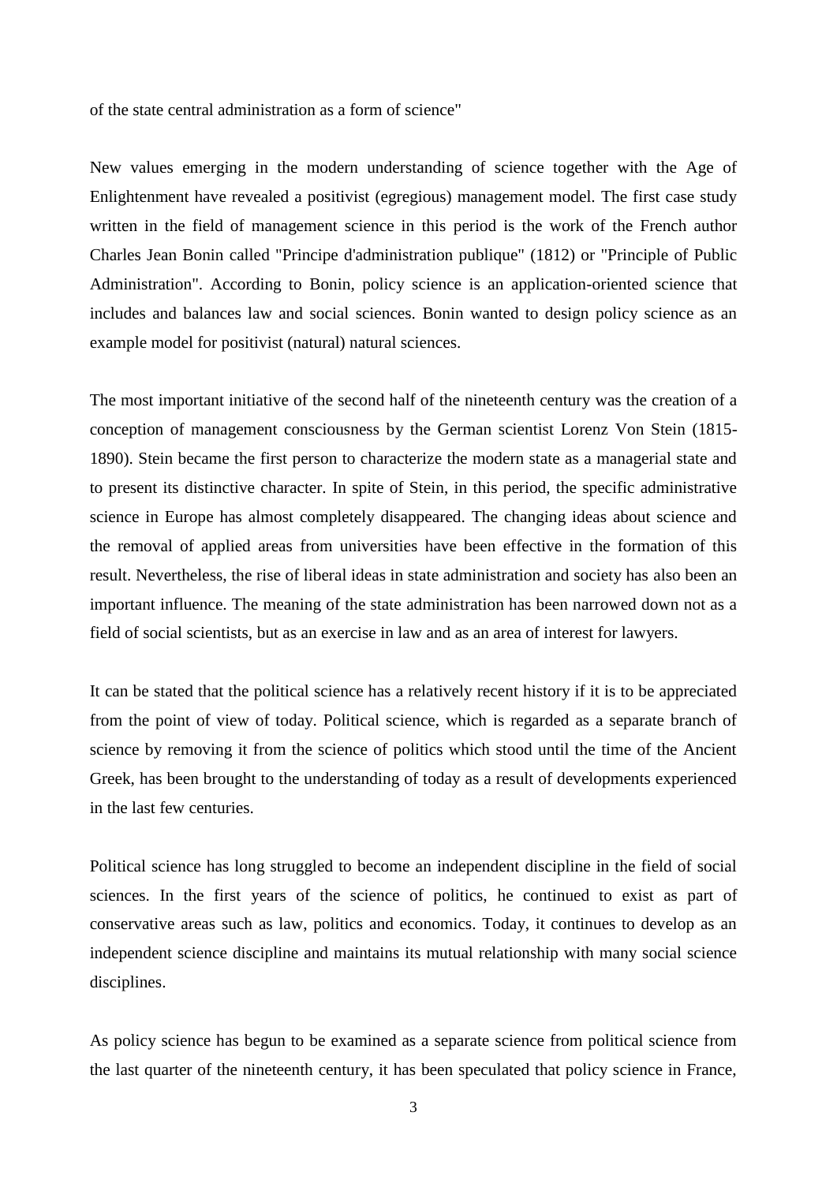of the state central administration as a form of science"

New values emerging in the modern understanding of science together with the Age of Enlightenment have revealed a positivist (egregious) management model. The first case study written in the field of management science in this period is the work of the French author Charles Jean Bonin called "Principe d'administration publique" (1812) or "Principle of Public Administration". According to Bonin, policy science is an application-oriented science that includes and balances law and social sciences. Bonin wanted to design policy science as an example model for positivist (natural) natural sciences.

The most important initiative of the second half of the nineteenth century was the creation of a conception of management consciousness by the German scientist Lorenz Von Stein (1815-1890). Stein became the first person to characterize the modern state as a managerial state and to present its distinctive character. In spite of Stein, in this period, the specific administrative science in Europe has almost completely disappeared. The changing ideas about science and the removal of applied areas from universities have been effective in the formation of this result. Nevertheless, the rise of liberal ideas in state administration and society has also been an important influence. The meaning of the state administration has been narrowed down not as a field of social scientists, but as an exercise in law and as an area of interest for lawyers.

It can be stated that the political science has a relatively recent history if it is to be appreciated from the point of view of today. Political science, which is regarded as a separate branch of science by removing it from the science of politics which stood until the time of the Ancient Greek, has been brought to the understanding of today as a result of developments experienced in the last few centuries.

Political science has long struggled to become an independent discipline in the field of social sciences. In the first years of the science of politics, he continued to exist as part of conservative areas such as law, politics and economics. Today, it continues to develop as an independent science discipline and maintains its mutual relationship with many social science disciplines.

As policy science has begun to be examined as a separate science from political science from the last quarter of the nineteenth century, it has been speculated that policy science in France,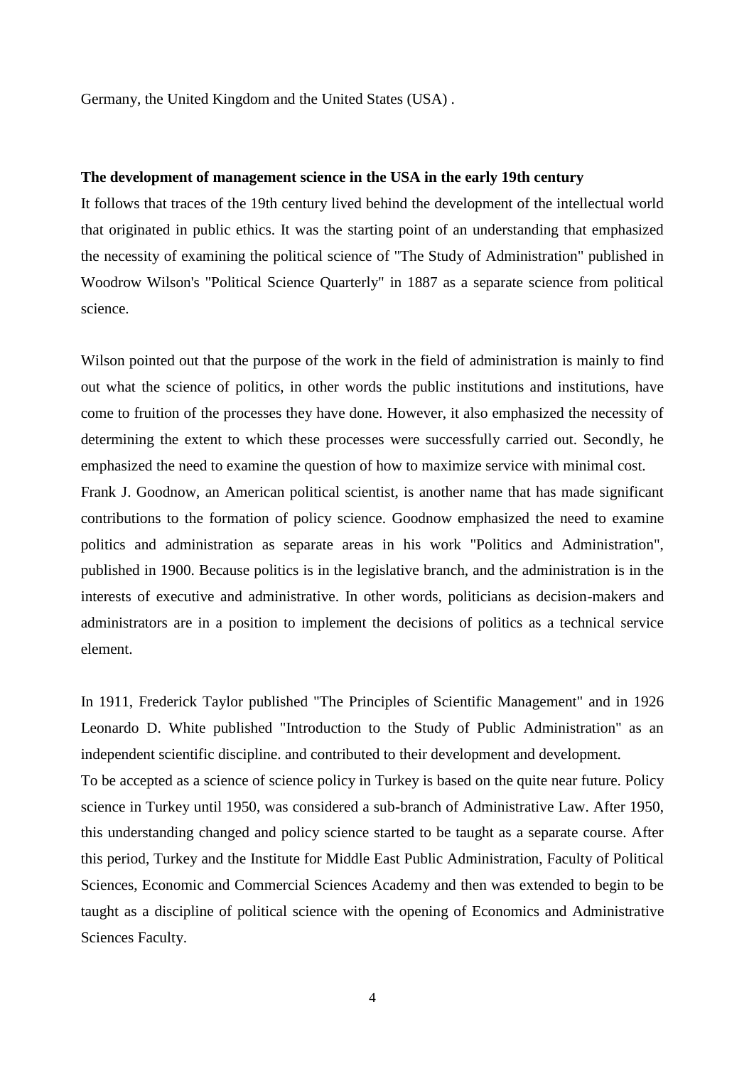Germany, the United Kingdom and the United States (USA) .

**The development of management science in the USA in the early 19th century**

It follows that traces of the 19th century lived behind the development of the intellectual world that originated in public ethics. It was the starting point of an understanding that emphasized the necessity of examining the political science of "The Study of Administration" published in Woodrow Wilson's "Political Science Quarterly" in 1887 as a separate science from political science.

Wilson pointed out that the purpose of the work in the field of administration is mainly to find out what the science of politics, in other words the public institutions and institutions, have come to fruition of the processes they have done. However, it also emphasized the necessity of determining the extent to which these processes were successfully carried out. Secondly, he emphasized the need to examine the question of how to maximize service with minimal cost.

Frank J. Goodnow, an American political scientist, is another name that has made significant contributions to the formation of policy science. Goodnow emphasized the need to examine politics and administration as separate areas in his work "Politics and Administration", published in 1900. Because politics is in the legislative branch, and the administration is in the interests of executive and administrative. In other words, politicians as decision-makers and administrators are in a position to implement the decisions of politics as a technical service element.

In 1911, Frederick Taylor published "The Principles of Scientific Management" and in 1926 Leonardo D. White published "Introduction to the Study of Public Administration" as an independent scientific discipline. and contributed to their development and development.

To be accepted as a science of science policy in Turkey is based on the quite near future. Policy science in Turkey until 1950, was considered a sub-branch of Administrative Law. After 1950, this understanding changed and policy science started to be taught as a separate course. After this period, Turkey and the Institute for Middle East Public Administration, Faculty of Political Sciences, Economic and Commercial Sciences Academy and then was extended to begin to be taught as a discipline of political science with the opening of Economics and Administrative Sciences Faculty.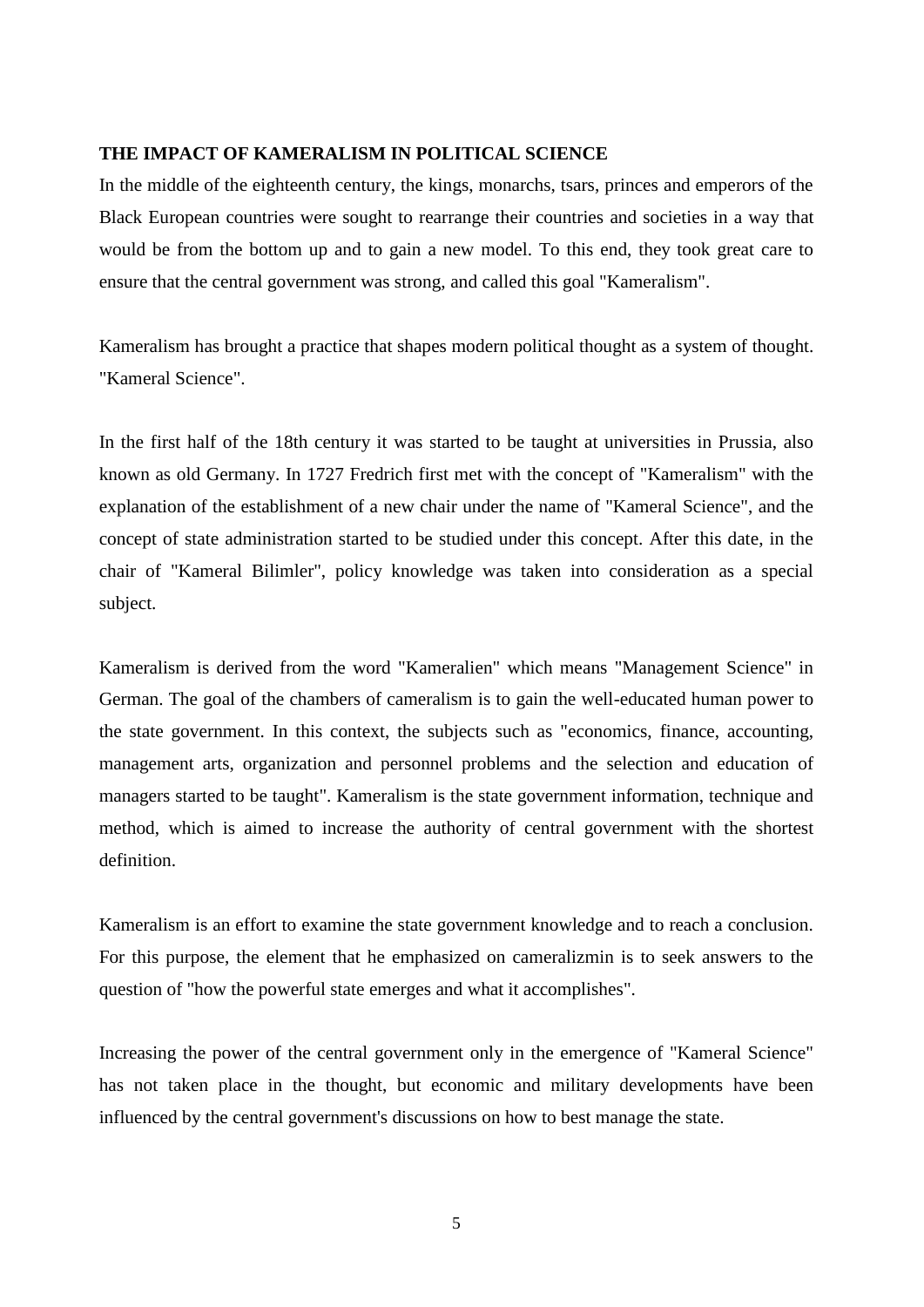**THE IMPACT OF KAMERALISM IN POLITICAL SCIENCE**

In the middle of the eighteenth century, the kings, monarchs, tsars, princes and emperors of the Black European countries were sought to rearrange their countries and societies in a way that would be from the bottom up and to gain a new model. To this end, they took great care to ensure that the central government was strong, and called this goal "Kameralism".

Kameralism has brought a practice that shapes modern political thought as a system of thought. "Kameral Science".

In the first half of the 18th century it was started to be taught at universities in Prussia, also known as old Germany. In 1727 Fredrich first met with the concept of "Kameralism" with the explanation of the establishment of a new chair under the name of "Kameral Science", and the concept of state administration started to be studied under this concept. After this date, in the chair of "Kameral Bilimler", policy knowledge was taken into consideration as a special subject.

Kameralism is derived from the word "Kameralien" which means "Management Science" in German. The goal of the chambers of cameralism is to gain the well-educated human power to the state government. In this context, the subjects such as "economics, finance, accounting, management arts, organization and personnel problems and the selection and education of managers started to be taught". Kameralism is the state government information, technique and method, which is aimed to increase the authority of central government with the shortest definition.

Kameralism is an effort to examine the state government knowledge and to reach a conclusion. For this purpose, the element that he emphasized on cameralizmin is to seek answers to the question of "how the powerful state emerges and what it accomplishes".

Increasing the power of the central government only in the emergence of "Kameral Science" has not taken place in the thought, but economic and military developments have been influenced by the central government's discussions on how to best manage the state.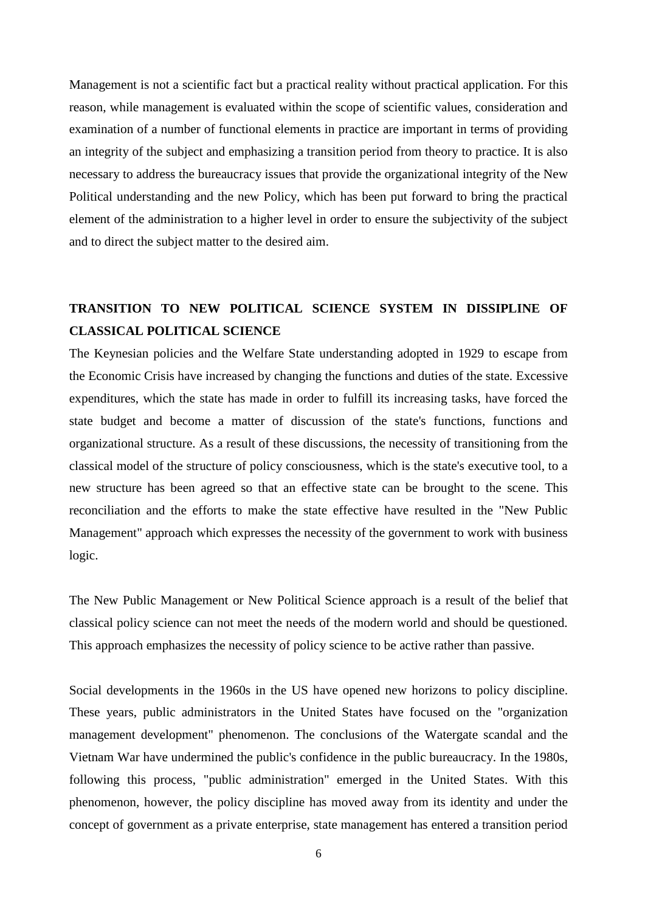Management is not a scientific fact but a practical reality without practical application. For this reason, while management is evaluated within the scope of scientific values, consideration and examination of a number of functional elements in practice are important in terms of providing an integrity of the subject and emphasizing a transition period from theory to practice. It is also necessary to address the bureaucracy issues that provide the organizational integrity of the New Political understanding and the new Policy, which has been put forward to bring the practical element of the administration to a higher level in order to ensure the subjectivity of the subject and to direct the subject matter to the desired aim.

## TRANSITION TO NEW POLITICAL SCIENCE SYSTEM IN DISSIPLINE OF CLASSICAL POLITICAL SCIENCE

The Keynesian policies and the Welfare State understanding adopted in 1929 to escape from the Economic Crisis have increased by changing the functions and duties of the state. Excessive expenditures, which the state has made in order to fulfill its increasing tasks, have forced the state budget and become a matter of discussion of the state's functions, functions and organizational structure. As a result of these discussions, the necessity of transitioning from the classical model of the structure of policy consciousness, which is the state's executive tool, to a new structure has been agreed so that an effective state can be brought to the scene. This reconciliation and the efforts to make the state effective have resulted in the "New Public Management" approach which expresses the necessity of the government to work with business logic.

The New Public Management or New Political Science approach is a result of the belief that classical policy science can not meet the needs of the modern world and should be questioned. This approach emphasizes the necessity of policy science to be active rather than passive.

Social developments in the 1960s in the US have opened new horizons to policy discipline. These years, public administrators in the United States have focused on the "organization management development" phenomenon. The conclusions of the Watergate scandal and the Vietnam War have undermined the public's confidence in the public bureaucracy. In the 1980s, following this process, "public administration" emerged in the United States. With this phenomenon, however, the policy discipline has moved away from its identity and under the concept of government as a private enterprise, state management has entered a transition period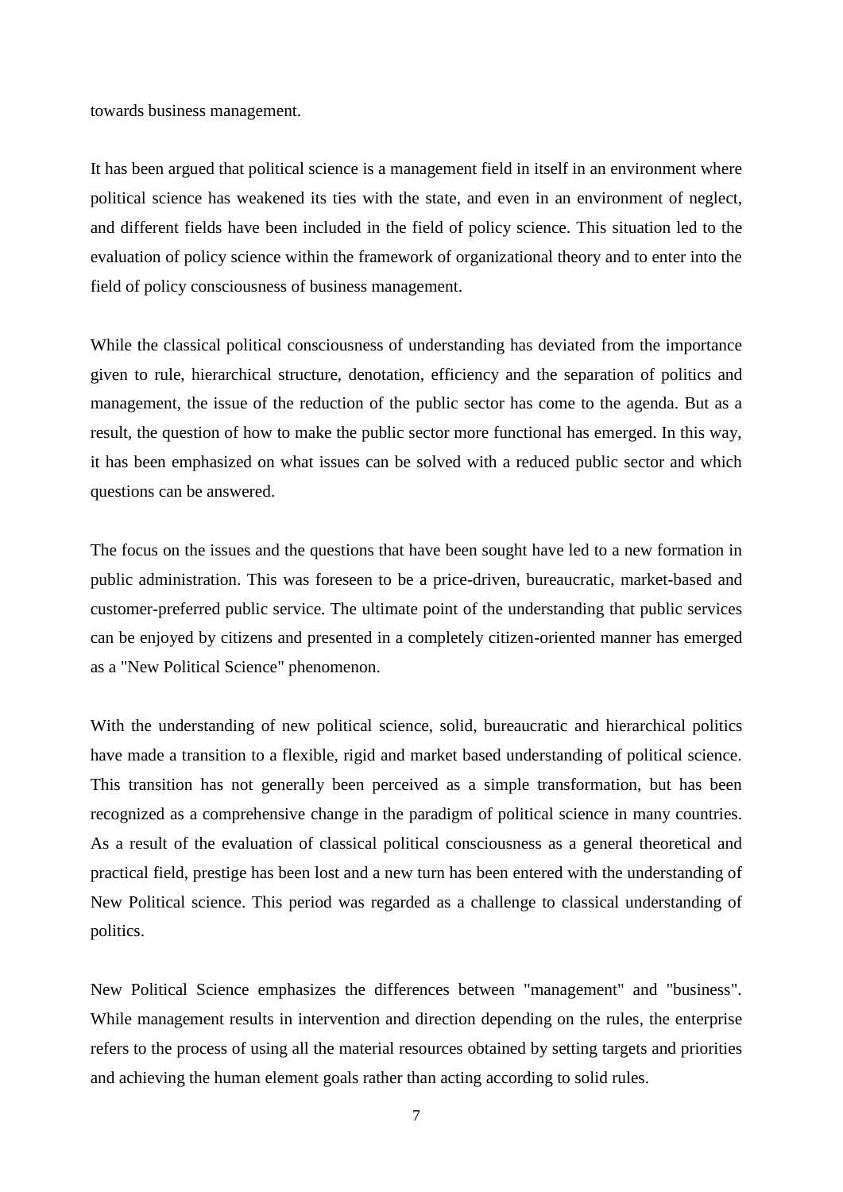towards business management.

It has been argued that political science is a management field in itself in an environment where political science has weakened its ties with the state, and even in an environment of neglect, and different fields have been included in the field of policy science. This situation led to the evaluation of policy science within the framework of organizational theory and to enter into the field of policy consciousness of business management.

While the classical political consciousness of understanding has deviated from the importance given to rule, hierarchical structure, denotation, efficiency and the separation of politics and management, the issue of the reduction of the public sector has come to the agenda. But as a result, the question of how to make the public sector more functional has emerged. In this way, it has been emphasized on what issues can be solved with a reduced public sector and which questions can be answered.

The focus on the issues and the questions that have been sought have led to a new formation in public administration. This was foreseen to be a price-driven, bureaucratic, market-based and customer-preferred public service. The ultimate point of the understanding that public services can be enjoyed by citizens and presented in a completely citizen-oriented manner has emerged as a "New Political Science" phenomenon.

With the understanding of new political science, solid, bureaucratic and hierarchical politics have made a transition to a flexible, rigid and market based understanding of political science. This transition has not generally been perceived as a simple transformation, but has been recognized as a comprehensive change in the paradigm of political science in many countries. As a result of the evaluation of classical political consciousness as a general theoretical and practical field, prestige has been lost and a new turn has been entered with the understanding of New Political science. This period was regarded as a challenge to classical understanding of politics.

New Political Science emphasizes the differences between "management" and "business". While management results in intervention and direction depending on the rules, the enterprise refers to the process of using all the material resources obtained by setting targets and priorities and achieving the human element goals rather than acting according to solid rules.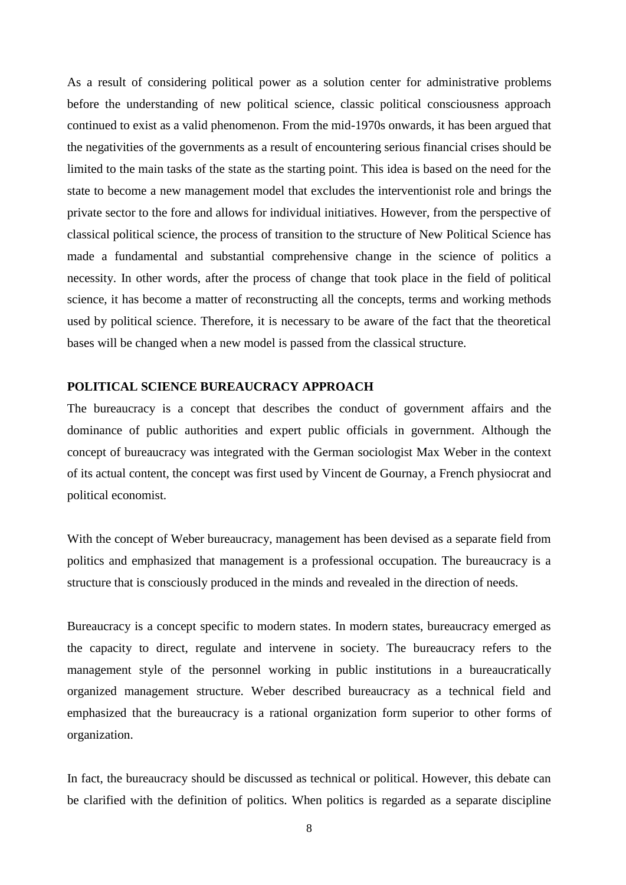As a result of considering political power as a solution center for administrative problems before the understanding of new political science, classic political consciousness approach continued to exist as a valid phenomenon. From the mid-1970s onwards, it has been argued that the negativities of the governments as a result of encountering serious financial crises should be limited to the main tasks of the state as the starting point. This idea is based on the need for the state to become a new management model that excludes the interventionist role and brings the private sector to the fore and allows for individual initiatives. However, from the perspective of classical political science, the process of transition to the structure of New Political Science has made a fundamental and substantial comprehensive change in the science of politics a necessity. In other words, after the process of change that took place in the field of political science, it has become a matter of reconstructing all the concepts, terms and working methods used by political science. Therefore, it is necessary to be aware of the fact that the theoretical bases will be changed when a new model is passed from the classical structure.

## POLITICAL SCIENCE BUREAUCRACY APPROACH

The bureaucracy is a concept that describes the conduct of government affairs and the dominance of public authorities and expert public officials in government. Although the concept of bureaucracy was integrated with the German sociologist Max Weber in the context of its actual content, the concept was first used by Vincent de Gournay, a French physiocrat and political economist.

With the concept of Weber bureaucracy, management has been devised as a separate field from politics and emphasized that management is a professional occupation. The bureaucracy is a structure that is consciously produced in the minds and revealed in the direction of needs.

Bureaucracy is a concept specific to modern states. In modern states, bureaucracy emerged as the capacity to direct, regulate and intervene in society. The bureaucracy refers to the management style of the personnel working in public institutions in a bureaucratically organized management structure. Weber described bureaucracy as a technical field and emphasized that the bureaucracy is a rational organization form superior to other forms of organization.

In fact, the bureaucracy should be discussed as technical or political. However, this debate can be clarified with the definition of politics. When politics is regarded as a separate discipline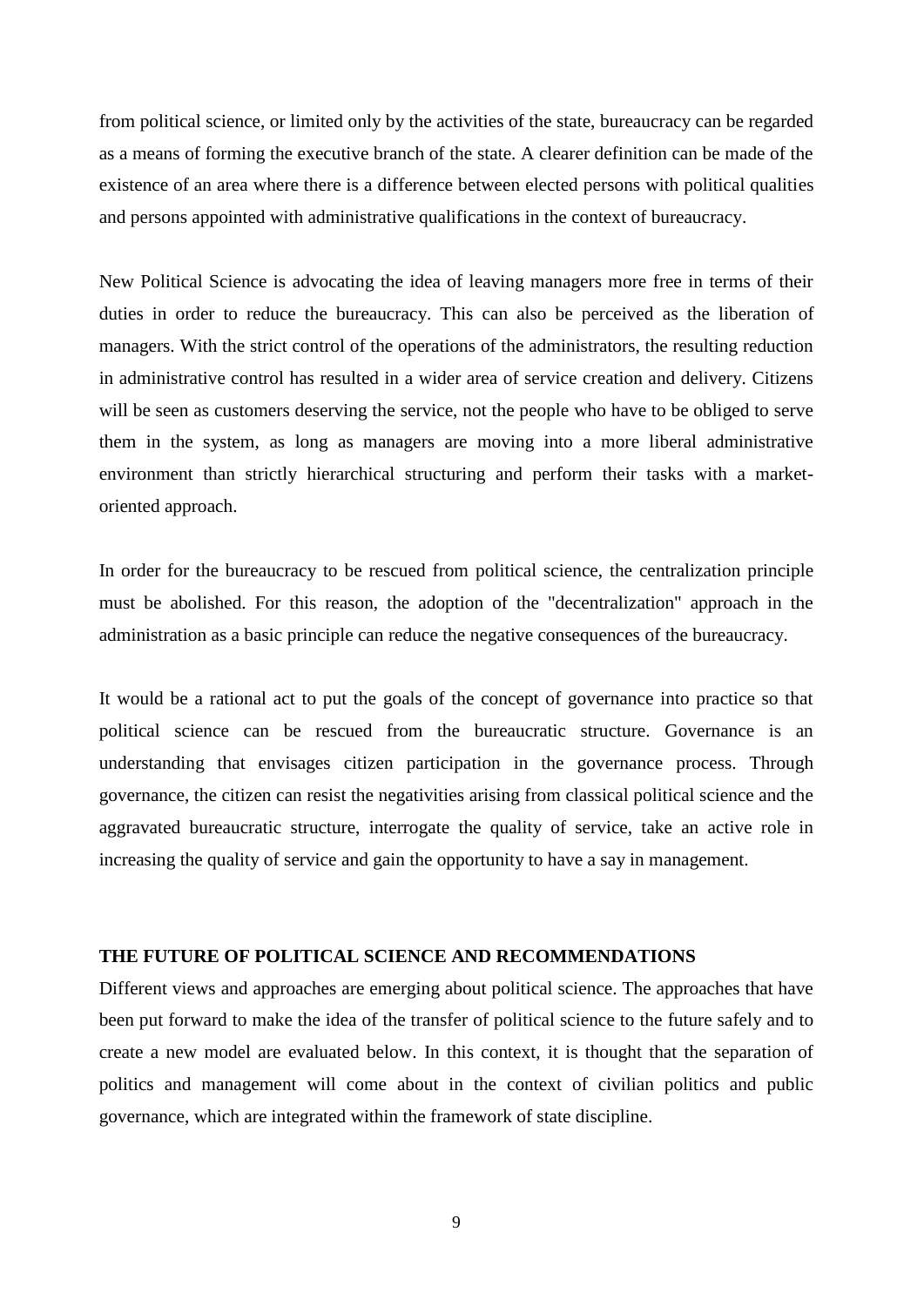from political science, or limited only by the activities of the state, bureaucracy can be regarded as a means of forming the executive branch of the state. A clearer definition can be made of the existence of an area where there is a difference between elected persons with political qualities and persons appointed with administrative qualifications in the context of bureaucracy.

New Political Science is advocating the idea of leaving managers more free in terms of their duties in order to reduce the bureaucracy. This can also be perceived as the liberation of managers. With the strict control of the operations of the administrators, the resulting reduction in administrative control has resulted in a wider area of service creation and delivery. Citizens will be seen as customers deserving the service, not the people who have to be obliged to serve them in the system, as long as managers are moving into a more liberal administrative environment than strictly hierarchical structuring and perform their tasks with a market-oriented approach.

In order for the bureaucracy to be rescued from political science, the centralization principle must be abolished. For this reason, the adoption of the "decentralization" approach in the administration as a basic principle can reduce the negative consequences of the bureaucracy.

It would be a rational act to put the goals of the concept of governance into practice so that political science can be rescued from the bureaucratic structure. Governance is an understanding that envisages citizen participation in the governance process. Through governance, the citizen can resist the negativities arising from classical political science and the aggravated bureaucratic structure, interrogate the quality of service, take an active role in increasing the quality of service and gain the opportunity to have a say in management.

## THE FUTURE OF POLITICAL SCIENCE AND RECOMMENDATIONS

Different views and approaches are emerging about political science. The approaches that have been put forward to make the idea of the transfer of political science to the future safely and to create a new model are evaluated below. In this context, it is thought that the separation of politics and management will come about in the context of civilian politics and public governance, which are integrated within the framework of state discipline.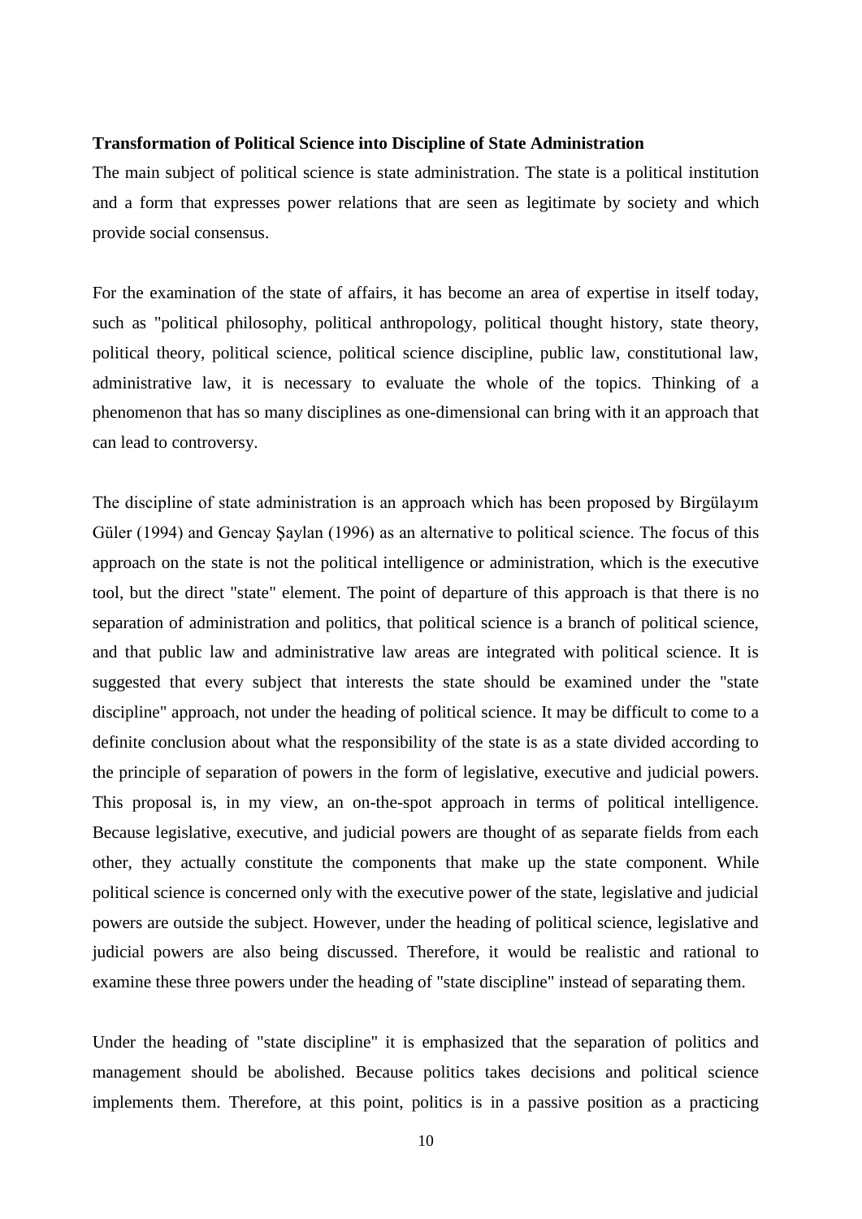**Transformation of Political Science into Discipline of State Administration**

The main subject of political science is state administration. The state is a political institution and a form that expresses power relations that are seen as legitimate by society and which provide social consensus.

For the examination of the state of affairs, it has become an area of expertise in itself today, such as "political philosophy, political anthropology, political thought history, state theory, political theory, political science, political science discipline, public law, constitutional law, administrative law, it is necessary to evaluate the whole of the topics. Thinking of a phenomenon that has so many disciplines as one-dimensional can bring with it an approach that can lead to controversy.

The discipline of state administration is an approach which has been proposed by Birgülayım Güler (1994) and Gencay Şaylan (1996) as an alternative to political science. The focus of this approach on the state is not the political intelligence or administration, which is the executive tool, but the direct "state" element. The point of departure of this approach is that there is no separation of administration and politics, that political science is a branch of political science, and that public law and administrative law areas are integrated with political science. It is suggested that every subject that interests the state should be examined under the "state discipline" approach, not under the heading of political science. It may be difficult to come to a definite conclusion about what the responsibility of the state is as a state divided according to the principle of separation of powers in the form of legislative, executive and judicial powers. This proposal is, in my view, an on-the-spot approach in terms of political intelligence. Because legislative, executive, and judicial powers are thought of as separate fields from each other, they actually constitute the components that make up the state component. While political science is concerned only with the executive power of the state, legislative and judicial powers are outside the subject. However, under the heading of political science, legislative and judicial powers are also being discussed. Therefore, it would be realistic and rational to examine these three powers under the heading of "state discipline" instead of separating them.

Under the heading of "state discipline" it is emphasized that the separation of politics and management should be abolished. Because politics takes decisions and political science implements them. Therefore, at this point, politics is in a passive position as a practicing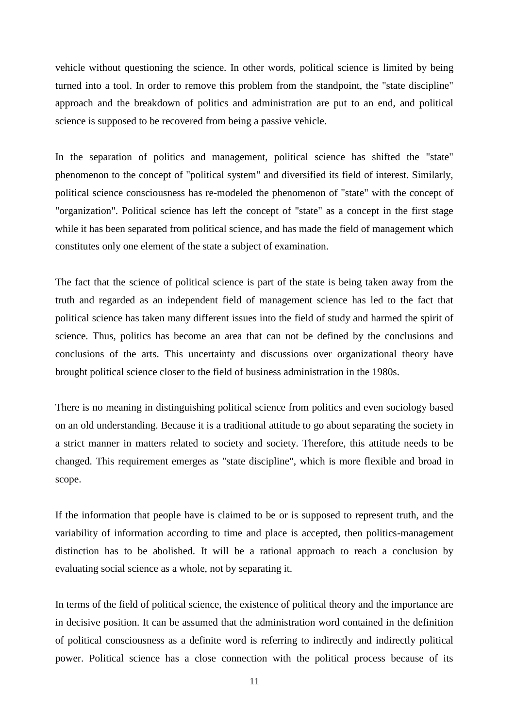vehicle without questioning the science. In other words, political science is limited by being turned into a tool. In order to remove this problem from the standpoint, the "state discipline" approach and the breakdown of politics and administration are put to an end, and political science is supposed to be recovered from being a passive vehicle.

In the separation of politics and management, political science has shifted the "state" phenomenon to the concept of "political system" and diversified its field of interest. Similarly, political science consciousness has re-modeled the phenomenon of "state" with the concept of "organization". Political science has left the concept of "state" as a concept in the first stage while it has been separated from political science, and has made the field of management which constitutes only one element of the state a subject of examination.

The fact that the science of political science is part of the state is being taken away from the truth and regarded as an independent field of management science has led to the fact that political science has taken many different issues into the field of study and harmed the spirit of science. Thus, politics has become an area that can not be defined by the conclusions and conclusions of the arts. This uncertainty and discussions over organizational theory have brought political science closer to the field of business administration in the 1980s.

There is no meaning in distinguishing political science from politics and even sociology based on an old understanding. Because it is a traditional attitude to go about separating the society in a strict manner in matters related to society and society. Therefore, this attitude needs to be changed. This requirement emerges as "state discipline", which is more flexible and broad in scope.

If the information that people have is claimed to be or is supposed to represent truth, and the variability of information according to time and place is accepted, then politics-management distinction has to be abolished. It will be a rational approach to reach a conclusion by evaluating social science as a whole, not by separating it.

In terms of the field of political science, the existence of political theory and the importance are in decisive position. It can be assumed that the administration word contained in the definition of political consciousness as a definite word is referring to indirectly and indirectly political power. Political science has a close connection with the political process because of its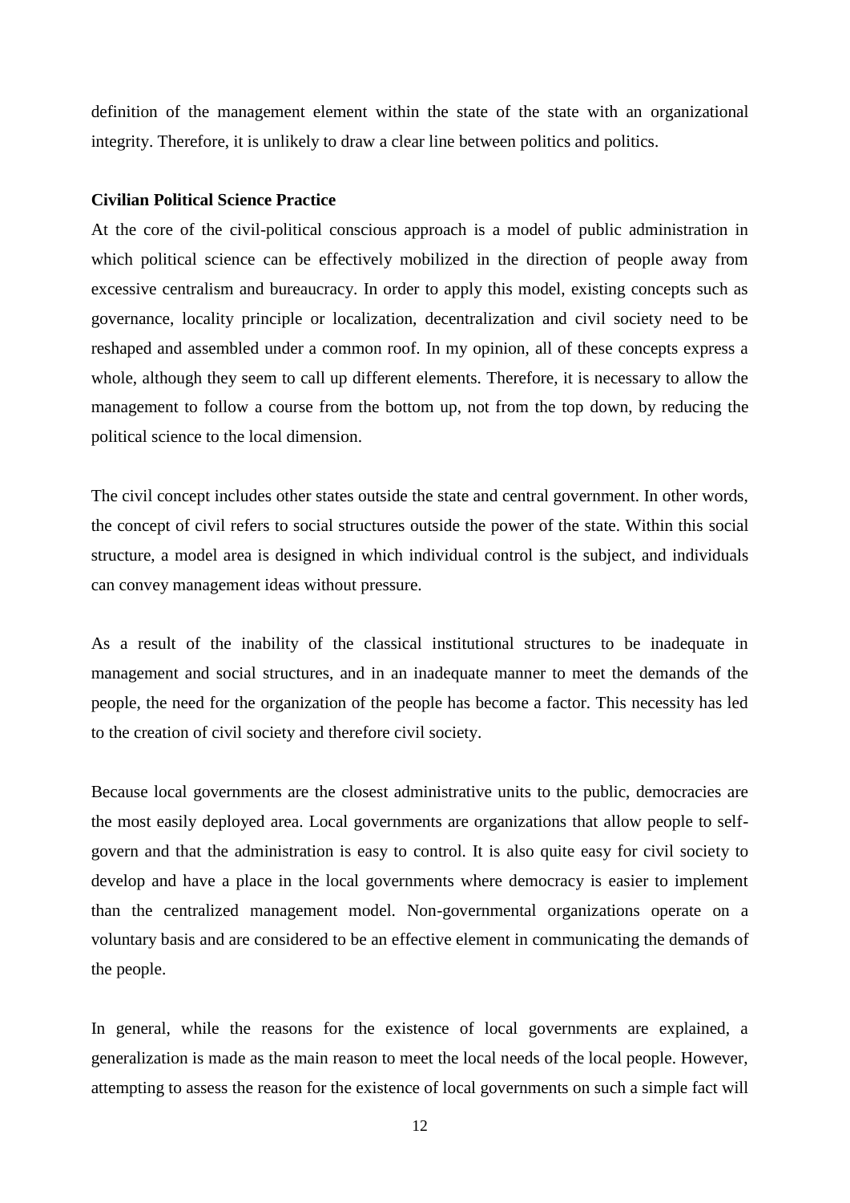definition of the management element within the state of the state with an organizational integrity. Therefore, it is unlikely to draw a clear line between politics and politics.

**Civilian Political Science Practice**

At the core of the civil-political conscious approach is a model of public administration in which political science can be effectively mobilized in the direction of people away from excessive centralism and bureaucracy. In order to apply this model, existing concepts such as governance, locality principle or localization, decentralization and civil society need to be reshaped and assembled under a common roof. In my opinion, all of these concepts express a whole, although they seem to call up different elements. Therefore, it is necessary to allow the management to follow a course from the bottom up, not from the top down, by reducing the political science to the local dimension.

The civil concept includes other states outside the state and central government. In other words, the concept of civil refers to social structures outside the power of the state. Within this social structure, a model area is designed in which individual control is the subject, and individuals can convey management ideas without pressure.

As a result of the inability of the classical institutional structures to be inadequate in management and social structures, and in an inadequate manner to meet the demands of the people, the need for the organization of the people has become a factor. This necessity has led to the creation of civil society and therefore civil society.

Because local governments are the closest administrative units to the public, democracies are the most easily deployed area. Local governments are organizations that allow people to self-govern and that the administration is easy to control. It is also quite easy for civil society to develop and have a place in the local governments where democracy is easier to implement than the centralized management model. Non-governmental organizations operate on a voluntary basis and are considered to be an effective element in communicating the demands of the people.

In general, while the reasons for the existence of local governments are explained, a generalization is made as the main reason to meet the local needs of the local people. However, attempting to assess the reason for the existence of local governments on such a simple fact will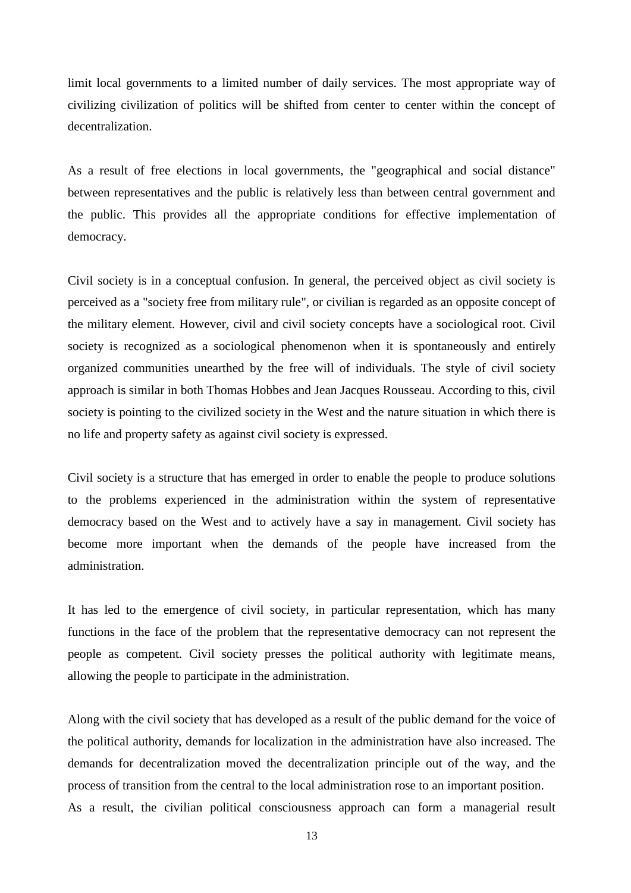limit local governments to a limited number of daily services. The most appropriate way of civilizing civilization of politics will be shifted from center to center within the concept of decentralization.

As a result of free elections in local governments, the "geographical and social distance" between representatives and the public is relatively less than between central government and the public. This provides all the appropriate conditions for effective implementation of democracy.

Civil society is in a conceptual confusion. In general, the perceived object as civil society is perceived as a "society free from military rule", or civilian is regarded as an opposite concept of the military element. However, civil and civil society concepts have a sociological root. Civil society is recognized as a sociological phenomenon when it is spontaneously and entirely organized communities unearthed by the free will of individuals. The style of civil society approach is similar in both Thomas Hobbes and Jean Jacques Rousseau. According to this, civil society is pointing to the civilized society in the West and the nature situation in which there is no life and property safety as against civil society is expressed.

Civil society is a structure that has emerged in order to enable the people to produce solutions to the problems experienced in the administration within the system of representative democracy based on the West and to actively have a say in management. Civil society has become more important when the demands of the people have increased from the administration.

It has led to the emergence of civil society, in particular representation, which has many functions in the face of the problem that the representative democracy can not represent the people as competent. Civil society presses the political authority with legitimate means, allowing the people to participate in the administration.

Along with the civil society that has developed as a result of the public demand for the voice of the political authority, demands for localization in the administration have also increased. The demands for decentralization moved the decentralization principle out of the way, and the process of transition from the central to the local administration rose to an important position.
As a result, the civilian political consciousness approach can form a managerial result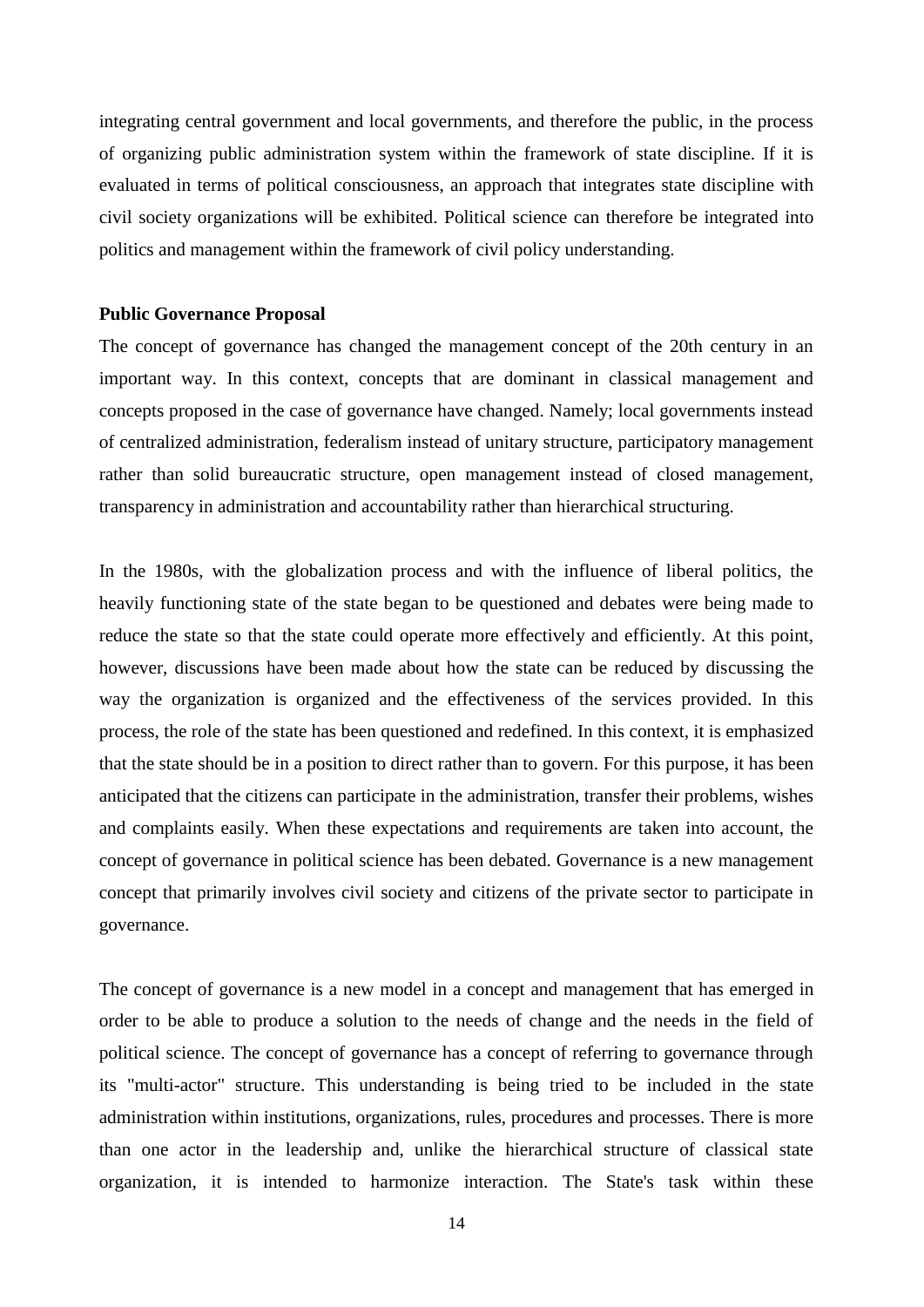integrating central government and local governments, and therefore the public, in the process of organizing public administration system within the framework of state discipline. If it is evaluated in terms of political consciousness, an approach that integrates state discipline with civil society organizations will be exhibited. Political science can therefore be integrated into politics and management within the framework of civil policy understanding.

**Public Governance Proposal**

The concept of governance has changed the management concept of the 20th century in an important way. In this context, concepts that are dominant in classical management and concepts proposed in the case of governance have changed. Namely; local governments instead of centralized administration, federalism instead of unitary structure, participatory management rather than solid bureaucratic structure, open management instead of closed management, transparency in administration and accountability rather than hierarchical structuring.

In the 1980s, with the globalization process and with the influence of liberal politics, the heavily functioning state of the state began to be questioned and debates were being made to reduce the state so that the state could operate more effectively and efficiently. At this point, however, discussions have been made about how the state can be reduced by discussing the way the organization is organized and the effectiveness of the services provided. In this process, the role of the state has been questioned and redefined. In this context, it is emphasized that the state should be in a position to direct rather than to govern. For this purpose, it has been anticipated that the citizens can participate in the administration, transfer their problems, wishes and complaints easily. When these expectations and requirements are taken into account, the concept of governance in political science has been debated. Governance is a new management concept that primarily involves civil society and citizens of the private sector to participate in governance.

The concept of governance is a new model in a concept and management that has emerged in order to be able to produce a solution to the needs of change and the needs in the field of political science. The concept of governance has a concept of referring to governance through its "multi-actor" structure. This understanding is being tried to be included in the state administration within institutions, organizations, rules, procedures and processes. There is more than one actor in the leadership and, unlike the hierarchical structure of classical state organization, it is intended to harmonize interaction. The State's task within these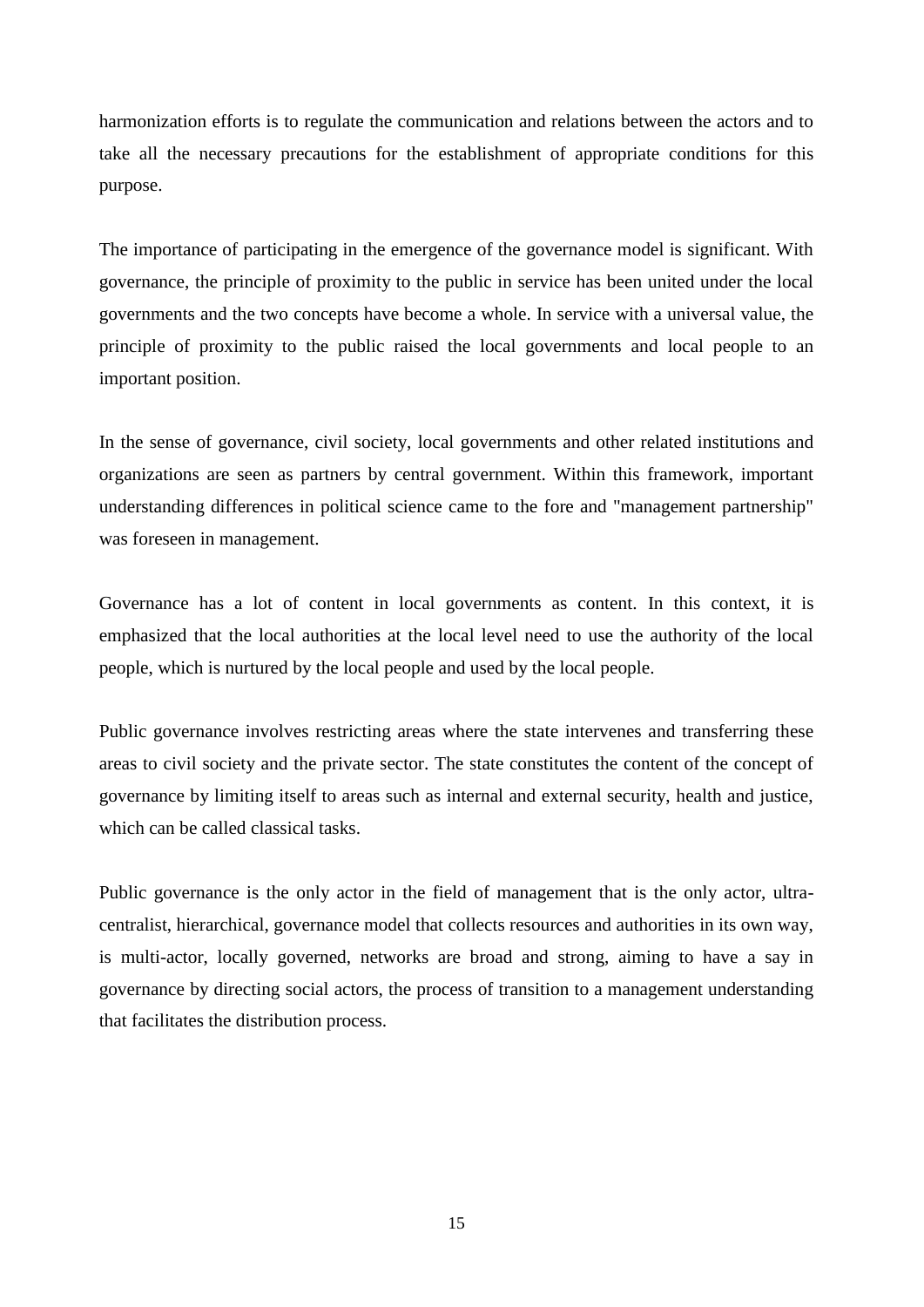harmonization efforts is to regulate the communication and relations between the actors and to take all the necessary precautions for the establishment of appropriate conditions for this purpose.

The importance of participating in the emergence of the governance model is significant. With governance, the principle of proximity to the public in service has been united under the local governments and the two concepts have become a whole. In service with a universal value, the principle of proximity to the public raised the local governments and local people to an important position.

In the sense of governance, civil society, local governments and other related institutions and organizations are seen as partners by central government. Within this framework, important understanding differences in political science came to the fore and "management partnership" was foreseen in management.

Governance has a lot of content in local governments as content. In this context, it is emphasized that the local authorities at the local level need to use the authority of the local people, which is nurtured by the local people and used by the local people.

Public governance involves restricting areas where the state intervenes and transferring these areas to civil society and the private sector. The state constitutes the content of the concept of governance by limiting itself to areas such as internal and external security, health and justice, which can be called classical tasks.

Public governance is the only actor in the field of management that is the only actor, ultra-centralist, hierarchical, governance model that collects resources and authorities in its own way, is multi-actor, locally governed, networks are broad and strong, aiming to have a say in governance by directing social actors, the process of transition to a management understanding that facilitates the distribution process.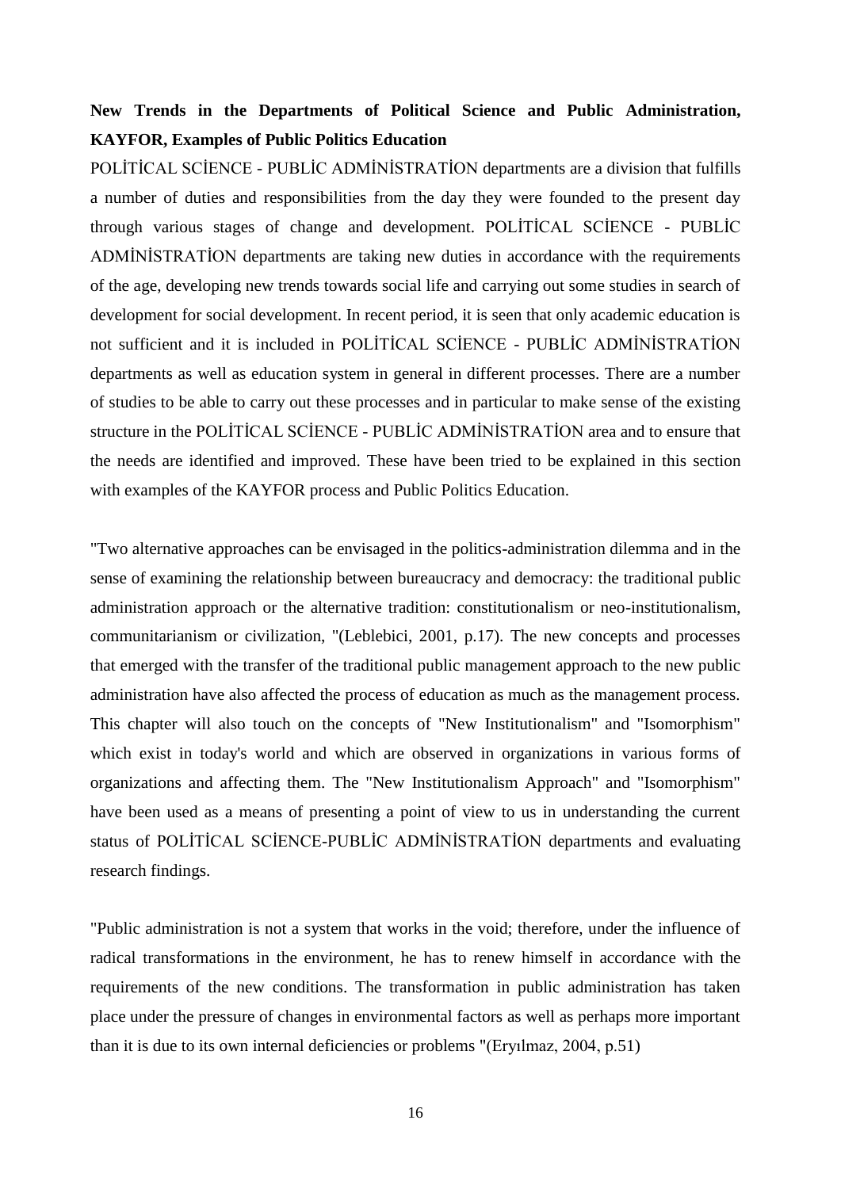**New Trends in the Departments of Political Science and Public Administration, KAYFOR, Examples of Public Politics Education**

POLİTİCAL SCİENCE - PUBLİC ADMİNİSTRATİON departments are a division that fulfills a number of duties and responsibilities from the day they were founded to the present day through various stages of change and development. POLİTİCAL SCİENCE - PUBLİC ADMİNİSTRATİON departments are taking new duties in accordance with the requirements of the age, developing new trends towards social life and carrying out some studies in search of development for social development. In recent period, it is seen that only academic education is not sufficient and it is included in POLİTİCAL SCİENCE - PUBLİC ADMİNİSTRATİON departments as well as education system in general in different processes. There are a number of studies to be able to carry out these processes and in particular to make sense of the existing structure in the POLİTİCAL SCİENCE - PUBLİC ADMİNİSTRATİON area and to ensure that the needs are identified and improved. These have been tried to be explained in this section with examples of the KAYFOR process and Public Politics Education.

"Two alternative approaches can be envisaged in the politics-administration dilemma and in the sense of examining the relationship between bureaucracy and democracy: the traditional public administration approach or the alternative tradition: constitutionalism or neo-institutionalism, communitarianism or civilization, "(Leblebici, 2001, p.17). The new concepts and processes that emerged with the transfer of the traditional public management approach to the new public administration have also affected the process of education as much as the management process. This chapter will also touch on the concepts of "New Institutionalism" and "Isomorphism" which exist in today's world and which are observed in organizations in various forms of organizations and affecting them. The "New Institutionalism Approach" and "Isomorphism" have been used as a means of presenting a point of view to us in understanding the current status of POLİTİCAL SCİENCE-PUBLİC ADMİNİSTRATİON departments and evaluating research findings.

"Public administration is not a system that works in the void; therefore, under the influence of radical transformations in the environment, he has to renew himself in accordance with the requirements of the new conditions. The transformation in public administration has taken place under the pressure of changes in environmental factors as well as perhaps more important than it is due to its own internal deficiencies or problems "(Eryılmaz, 2004, p.51)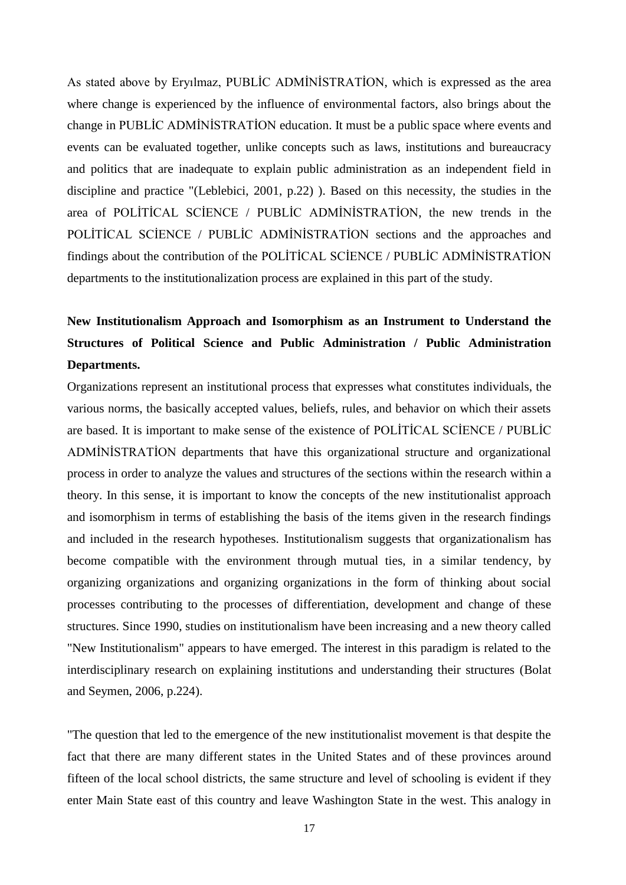As stated above by Eryılmaz, PUBLİC ADMİNİSTRATİON, which is expressed as the area where change is experienced by the influence of environmental factors, also brings about the change in PUBLİC ADMİNİSTRATİON education. It must be a public space where events and events can be evaluated together, unlike concepts such as laws, institutions and bureaucracy and politics that are inadequate to explain public administration as an independent field in discipline and practice "(Leblebici, 2001, p.22) ). Based on this necessity, the studies in the area of POLİTİCAL SCİENCE / PUBLİC ADMİNİSTRATİON, the new trends in the POLİTİCAL SCİENCE / PUBLİC ADMİNİSTRATİON sections and the approaches and findings about the contribution of the POLİTİCAL SCİENCE / PUBLİC ADMİNİSTRATİON departments to the institutionalization process are explained in this part of the study.

**New Institutionalism Approach and Isomorphism as an Instrument to Understand the Structures of Political Science and Public Administration / Public Administration Departments.**

Organizations represent an institutional process that expresses what constitutes individuals, the various norms, the basically accepted values, beliefs, rules, and behavior on which their assets are based. It is important to make sense of the existence of POLİTİCAL SCİENCE / PUBLİC ADMİNİSTRATİON departments that have this organizational structure and organizational process in order to analyze the values and structures of the sections within the research within a theory. In this sense, it is important to know the concepts of the new institutionalist approach and isomorphism in terms of establishing the basis of the items given in the research findings and included in the research hypotheses. Institutionalism suggests that organizationalism has become compatible with the environment through mutual ties, in a similar tendency, by organizing organizations and organizing organizations in the form of thinking about social processes contributing to the processes of differentiation, development and change of these structures. Since 1990, studies on institutionalism have been increasing and a new theory called "New Institutionalism" appears to have emerged. The interest in this paradigm is related to the interdisciplinary research on explaining institutions and understanding their structures (Bolat and Seymen, 2006, p.224).

"The question that led to the emergence of the new institutionalist movement is that despite the fact that there are many different states in the United States and of these provinces around fifteen of the local school districts, the same structure and level of schooling is evident if they enter Main State east of this country and leave Washington State in the west. This analogy in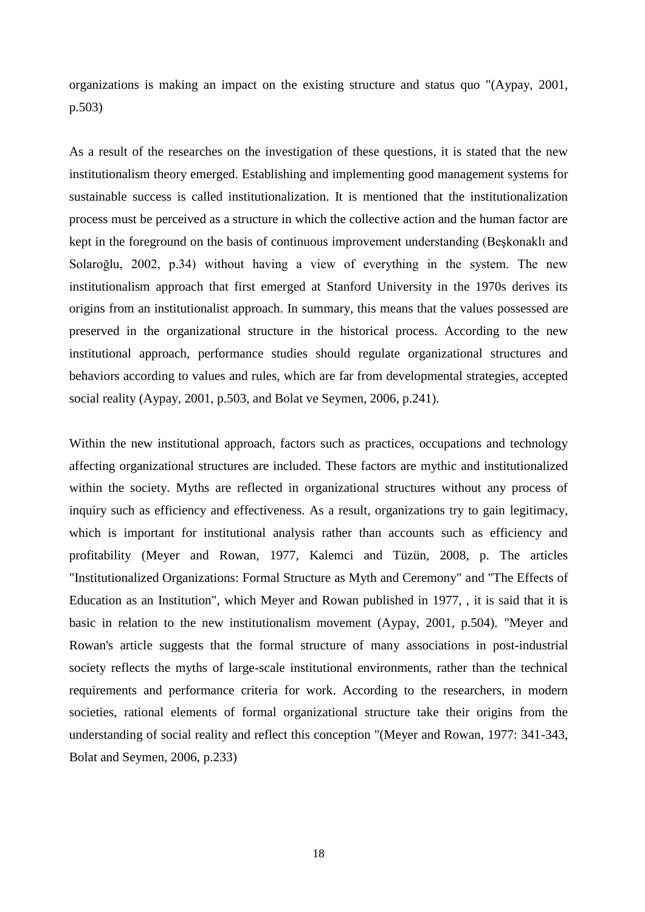organizations is making an impact on the existing structure and status quo "(Aypay, 2001, p.503)

As a result of the researches on the investigation of these questions, it is stated that the new institutionalism theory emerged. Establishing and implementing good management systems for sustainable success is called institutionalization. It is mentioned that the institutionalization process must be perceived as a structure in which the collective action and the human factor are kept in the foreground on the basis of continuous improvement understanding (Beşkonaklı and Solaroğlu, 2002, p.34) without having a view of everything in the system. The new institutionalism approach that first emerged at Stanford University in the 1970s derives its origins from an institutionalist approach. In summary, this means that the values possessed are preserved in the organizational structure in the historical process. According to the new institutional approach, performance studies should regulate organizational structures and behaviors according to values and rules, which are far from developmental strategies, accepted social reality (Aypay, 2001, p.503, and Bolat ve Seymen, 2006, p.241).

Within the new institutional approach, factors such as practices, occupations and technology affecting organizational structures are included. These factors are mythic and institutionalized within the society. Myths are reflected in organizational structures without any process of inquiry such as efficiency and effectiveness. As a result, organizations try to gain legitimacy, which is important for institutional analysis rather than accounts such as efficiency and profitability (Meyer and Rowan, 1977, Kalemci and Tüzün, 2008, p. The articles "Institutionalized Organizations: Formal Structure as Myth and Ceremony" and "The Effects of Education as an Institution", which Meyer and Rowan published in 1977, , it is said that it is basic in relation to the new institutionalism movement (Aypay, 2001, p.504). "Meyer and Rowan's article suggests that the formal structure of many associations in post-industrial society reflects the myths of large-scale institutional environments, rather than the technical requirements and performance criteria for work. According to the researchers, in modern societies, rational elements of formal organizational structure take their origins from the understanding of social reality and reflect this conception "(Meyer and Rowan, 1977: 341-343, Bolat and Seymen, 2006, p.233)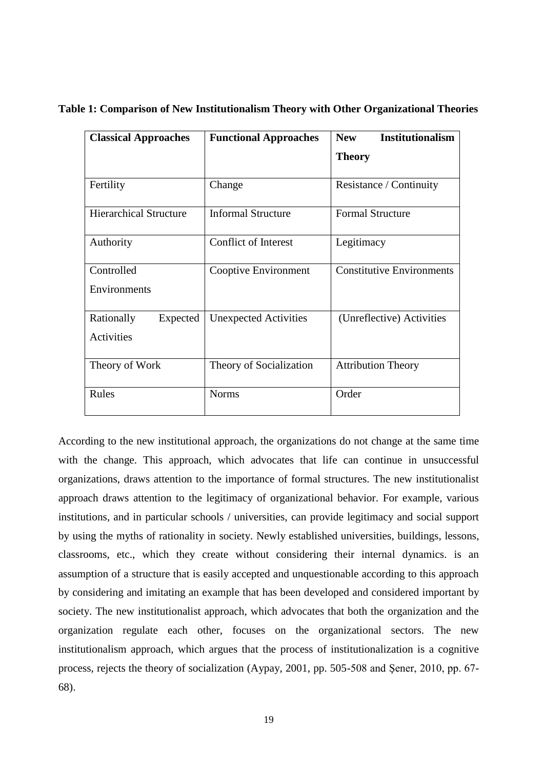**Table 1: Comparison of New Institutionalism Theory with Other Organizational Theories**

| Classical Approaches | Functional Approaches | New Institutionalism Theory |
|---|---|---|
| Fertility | Change | Resistance / Continuity |
| Hierarchical Structure | Informal Structure | Formal Structure |
| Authority | Conflict of Interest | Legitimacy |
| Controlled Environments | Cooptive Environment | Constitutive Environments |
| Rationally Expected Activities | Unexpected Activities | (Unreflective) Activities |
| Theory of Work | Theory of Socialization | Attribution Theory |
| Rules | Norms | Order |

According to the new institutional approach, the organizations do not change at the same time with the change. This approach, which advocates that life can continue in unsuccessful organizations, draws attention to the importance of formal structures. The new institutionalist approach draws attention to the legitimacy of organizational behavior. For example, various institutions, and in particular schools / universities, can provide legitimacy and social support by using the myths of rationality in society. Newly established universities, buildings, lessons, classrooms, etc., which they create without considering their internal dynamics. is an assumption of a structure that is easily accepted and unquestionable according to this approach by considering and imitating an example that has been developed and considered important by society. The new institutionalist approach, which advocates that both the organization and the organization regulate each other, focuses on the organizational sectors. The new institutionalism approach, which argues that the process of institutionalization is a cognitive process, rejects the theory of socialization (Aypay, 2001, pp. 505-508 and Şener, 2010, pp. 67-68).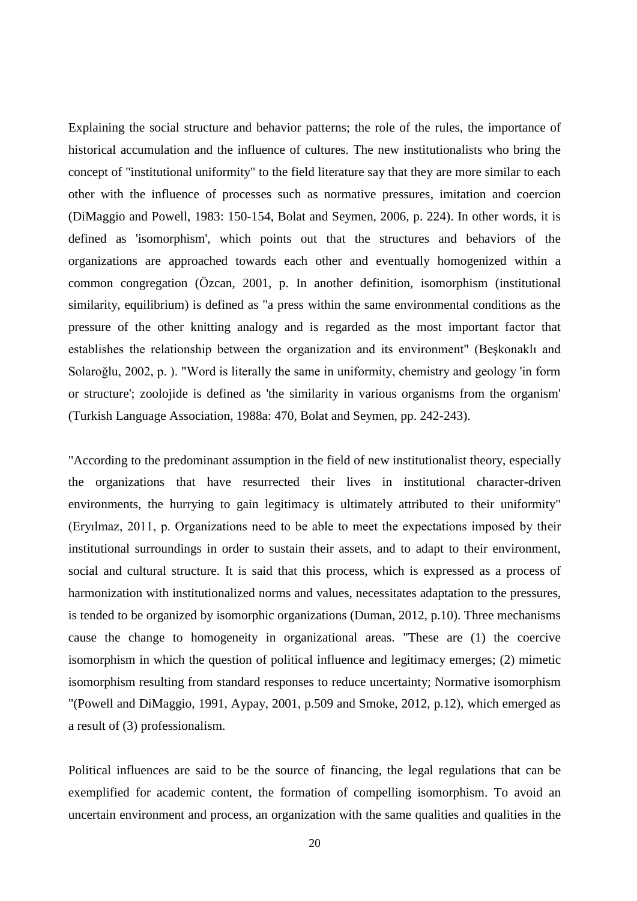Explaining the social structure and behavior patterns; the role of the rules, the importance of historical accumulation and the influence of cultures. The new institutionalists who bring the concept of "institutional uniformity" to the field literature say that they are more similar to each other with the influence of processes such as normative pressures, imitation and coercion (DiMaggio and Powell, 1983: 150-154, Bolat and Seymen, 2006, p. 224). In other words, it is defined as 'isomorphism', which points out that the structures and behaviors of the organizations are approached towards each other and eventually homogenized within a common congregation (Özcan, 2001, p. In another definition, isomorphism (institutional similarity, equilibrium) is defined as "a press within the same environmental conditions as the pressure of the other knitting analogy and is regarded as the most important factor that establishes the relationship between the organization and its environment" (Beşkonaklı and Solaroğlu, 2002, p. ). "Word is literally the same in uniformity, chemistry and geology 'in form or structure'; zoolojide is defined as 'the similarity in various organisms from the organism' (Turkish Language Association, 1988a: 470, Bolat and Seymen, pp. 242-243).

"According to the predominant assumption in the field of new institutionalist theory, especially the organizations that have resurrected their lives in institutional character-driven environments, the hurrying to gain legitimacy is ultimately attributed to their uniformity" (Eryılmaz, 2011, p. Organizations need to be able to meet the expectations imposed by their institutional surroundings in order to sustain their assets, and to adapt to their environment, social and cultural structure. It is said that this process, which is expressed as a process of harmonization with institutionalized norms and values, necessitates adaptation to the pressures, is tended to be organized by isomorphic organizations (Duman, 2012, p.10). Three mechanisms cause the change to homogeneity in organizational areas. "These are (1) the coercive isomorphism in which the question of political influence and legitimacy emerges; (2) mimetic isomorphism resulting from standard responses to reduce uncertainty; Normative isomorphism "(Powell and DiMaggio, 1991, Aypay, 2001, p.509 and Smoke, 2012, p.12), which emerged as a result of (3) professionalism.

Political influences are said to be the source of financing, the legal regulations that can be exemplified for academic content, the formation of compelling isomorphism. To avoid an uncertain environment and process, an organization with the same qualities and qualities in the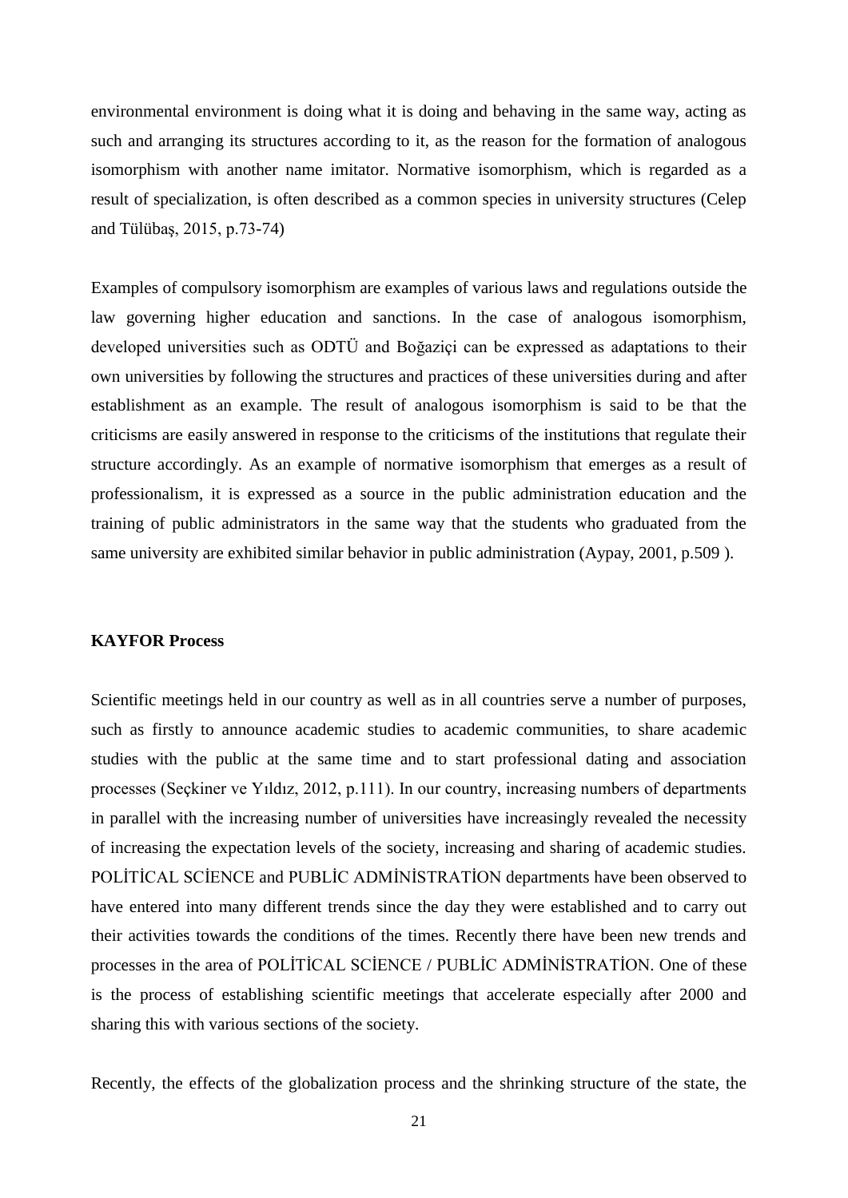environmental environment is doing what it is doing and behaving in the same way, acting as such and arranging its structures according to it, as the reason for the formation of analogous isomorphism with another name imitator. Normative isomorphism, which is regarded as a result of specialization, is often described as a common species in university structures (Celep and Tülübaş, 2015, p.73-74)

Examples of compulsory isomorphism are examples of various laws and regulations outside the law governing higher education and sanctions. In the case of analogous isomorphism, developed universities such as ODTÜ and Boğaziçi can be expressed as adaptations to their own universities by following the structures and practices of these universities during and after establishment as an example. The result of analogous isomorphism is said to be that the criticisms are easily answered in response to the criticisms of the institutions that regulate their structure accordingly. As an example of normative isomorphism that emerges as a result of professionalism, it is expressed as a source in the public administration education and the training of public administrators in the same way that the students who graduated from the same university are exhibited similar behavior in public administration (Aypay, 2001, p.509 ).

**KAYFOR Process**

Scientific meetings held in our country as well as in all countries serve a number of purposes, such as firstly to announce academic studies to academic communities, to share academic studies with the public at the same time and to start professional dating and association processes (Seçkiner ve Yıldız, 2012, p.111). In our country, increasing numbers of departments in parallel with the increasing number of universities have increasingly revealed the necessity of increasing the expectation levels of the society, increasing and sharing of academic studies. POLİTİCAL SCİENCE and PUBLİC ADMİNİSTRATİON departments have been observed to have entered into many different trends since the day they were established and to carry out their activities towards the conditions of the times. Recently there have been new trends and processes in the area of POLİTİCAL SCİENCE / PUBLİC ADMİNİSTRATİON. One of these is the process of establishing scientific meetings that accelerate especially after 2000 and sharing this with various sections of the society.

Recently, the effects of the globalization process and the shrinking structure of the state, the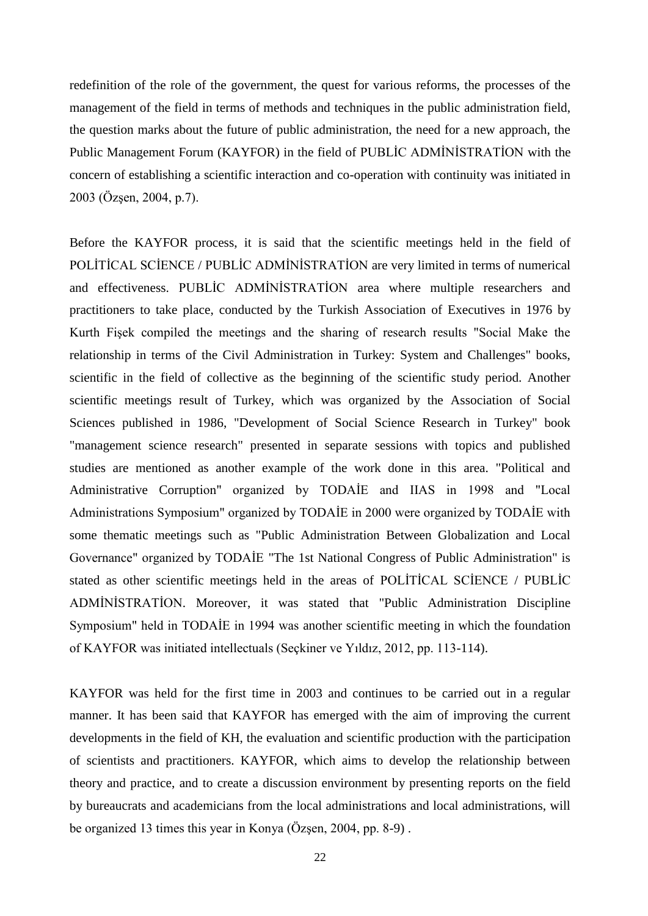redefinition of the role of the government, the quest for various reforms, the processes of the management of the field in terms of methods and techniques in the public administration field, the question marks about the future of public administration, the need for a new approach, the Public Management Forum (KAYFOR) in the field of PUBLİC ADMİNİSTRATİON with the concern of establishing a scientific interaction and co-operation with continuity was initiated in 2003 (Özşen, 2004, p.7).

Before the KAYFOR process, it is said that the scientific meetings held in the field of POLİTİCAL SCİENCE / PUBLİC ADMİNİSTRATİON are very limited in terms of numerical and effectiveness. PUBLİC ADMİNİSTRATİON area where multiple researchers and practitioners to take place, conducted by the Turkish Association of Executives in 1976 by Kurth Fişek compiled the meetings and the sharing of research results "Social Make the relationship in terms of the Civil Administration in Turkey: System and Challenges" books, scientific in the field of collective as the beginning of the scientific study period. Another scientific meetings result of Turkey, which was organized by the Association of Social Sciences published in 1986, "Development of Social Science Research in Turkey" book "management science research" presented in separate sessions with topics and published studies are mentioned as another example of the work done in this area. "Political and Administrative Corruption" organized by TODAİE and IIAS in 1998 and "Local Administrations Symposium" organized by TODAİE in 2000 were organized by TODAİE with some thematic meetings such as "Public Administration Between Globalization and Local Governance" organized by TODAİE "The 1st National Congress of Public Administration" is stated as other scientific meetings held in the areas of POLİTİCAL SCİENCE / PUBLİC ADMİNİSTRATİON. Moreover, it was stated that "Public Administration Discipline Symposium" held in TODAİE in 1994 was another scientific meeting in which the foundation of KAYFOR was initiated intellectuals (Seçkiner ve Yıldız, 2012, pp. 113-114).

KAYFOR was held for the first time in 2003 and continues to be carried out in a regular manner. It has been said that KAYFOR has emerged with the aim of improving the current developments in the field of KH, the evaluation and scientific production with the participation of scientists and practitioners. KAYFOR, which aims to develop the relationship between theory and practice, and to create a discussion environment by presenting reports on the field by bureaucrats and academicians from the local administrations and local administrations, will be organized 13 times this year in Konya (Özşen, 2004, pp. 8-9) .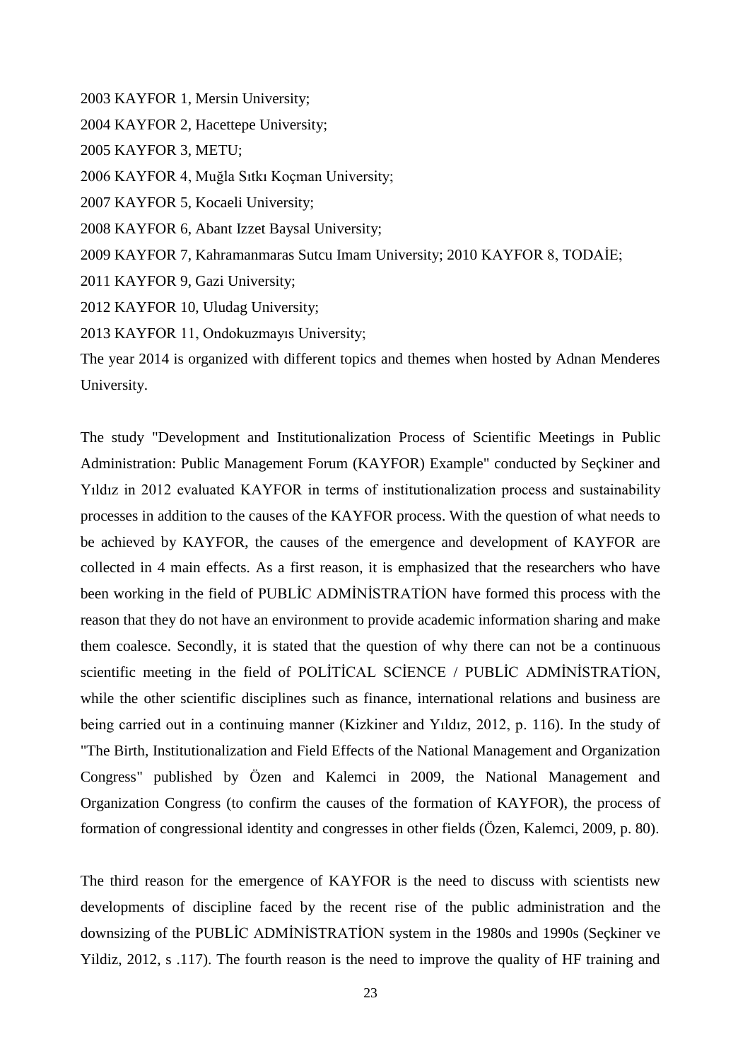2003 KAYFOR 1, Mersin University;

2004 KAYFOR 2, Hacettepe University;

2005 KAYFOR 3, METU;

2006 KAYFOR 4, Muğla Sıtkı Koçman University;

2007 KAYFOR 5, Kocaeli University;

2008 KAYFOR 6, Abant Izzet Baysal University;

2009 KAYFOR 7, Kahramanmaras Sutcu Imam University; 2010 KAYFOR 8, TODAİE;

2011 KAYFOR 9, Gazi University;

2012 KAYFOR 10, Uludag University;

2013 KAYFOR 11, Ondokuzmayıs University;

The year 2014 is organized with different topics and themes when hosted by Adnan Menderes University.

The study "Development and Institutionalization Process of Scientific Meetings in Public Administration: Public Management Forum (KAYFOR) Example" conducted by Seçkiner and Yıldız in 2012 evaluated KAYFOR in terms of institutionalization process and sustainability processes in addition to the causes of the KAYFOR process. With the question of what needs to be achieved by KAYFOR, the causes of the emergence and development of KAYFOR are collected in 4 main effects. As a first reason, it is emphasized that the researchers who have been working in the field of PUBLİC ADMİNİSTRATİON have formed this process with the reason that they do not have an environment to provide academic information sharing and make them coalesce. Secondly, it is stated that the question of why there can not be a continuous scientific meeting in the field of POLİTİCAL SCİENCE / PUBLİC ADMİNİSTRATİON, while the other scientific disciplines such as finance, international relations and business are being carried out in a continuing manner (Kizkiner and Yıldız, 2012, p. 116). In the study of "The Birth, Institutionalization and Field Effects of the National Management and Organization Congress" published by Özen and Kalemci in 2009, the National Management and Organization Congress (to confirm the causes of the formation of KAYFOR), the process of formation of congressional identity and congresses in other fields (Özen, Kalemci, 2009, p. 80).

The third reason for the emergence of KAYFOR is the need to discuss with scientists new developments of discipline faced by the recent rise of the public administration and the downsizing of the PUBLİC ADMİNİSTRATİON system in the 1980s and 1990s (Seçkiner ve Yildiz, 2012, s .117). The fourth reason is the need to improve the quality of HF training and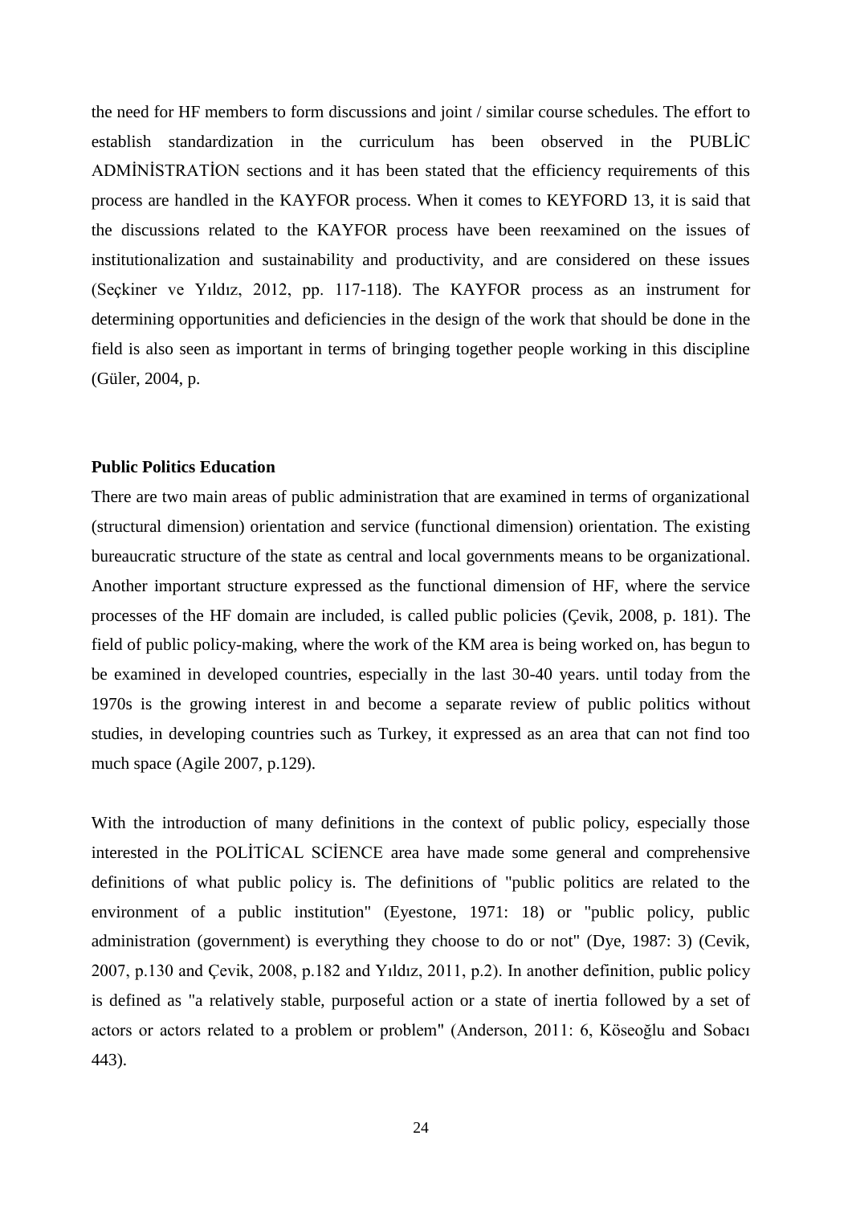the need for HF members to form discussions and joint / similar course schedules. The effort to establish standardization in the curriculum has been observed in the PUBLİC ADMİNİSTRATİON sections and it has been stated that the efficiency requirements of this process are handled in the KAYFOR process. When it comes to KEYFORD 13, it is said that the discussions related to the KAYFOR process have been reexamined on the issues of institutionalization and sustainability and productivity, and are considered on these issues (Seçkiner ve Yıldız, 2012, pp. 117-118). The KAYFOR process as an instrument for determining opportunities and deficiencies in the design of the work that should be done in the field is also seen as important in terms of bringing together people working in this discipline (Güler, 2004, p.

**Public Politics Education**

There are two main areas of public administration that are examined in terms of organizational (structural dimension) orientation and service (functional dimension) orientation. The existing bureaucratic structure of the state as central and local governments means to be organizational. Another important structure expressed as the functional dimension of HF, where the service processes of the HF domain are included, is called public policies (Çevik, 2008, p. 181). The field of public policy-making, where the work of the KM area is being worked on, has begun to be examined in developed countries, especially in the last 30-40 years. until today from the 1970s is the growing interest in and become a separate review of public politics without studies, in developing countries such as Turkey, it expressed as an area that can not find too much space (Agile 2007, p.129).

With the introduction of many definitions in the context of public policy, especially those interested in the POLİTİCAL SCİENCE area have made some general and comprehensive definitions of what public policy is. The definitions of "public politics are related to the environment of a public institution" (Eyestone, 1971: 18) or "public policy, public administration (government) is everything they choose to do or not" (Dye, 1987: 3) (Cevik, 2007, p.130 and Çevik, 2008, p.182 and Yıldız, 2011, p.2). In another definition, public policy is defined as "a relatively stable, purposeful action or a state of inertia followed by a set of actors or actors related to a problem or problem" (Anderson, 2011: 6, Köseoğlu and Sobacı 443).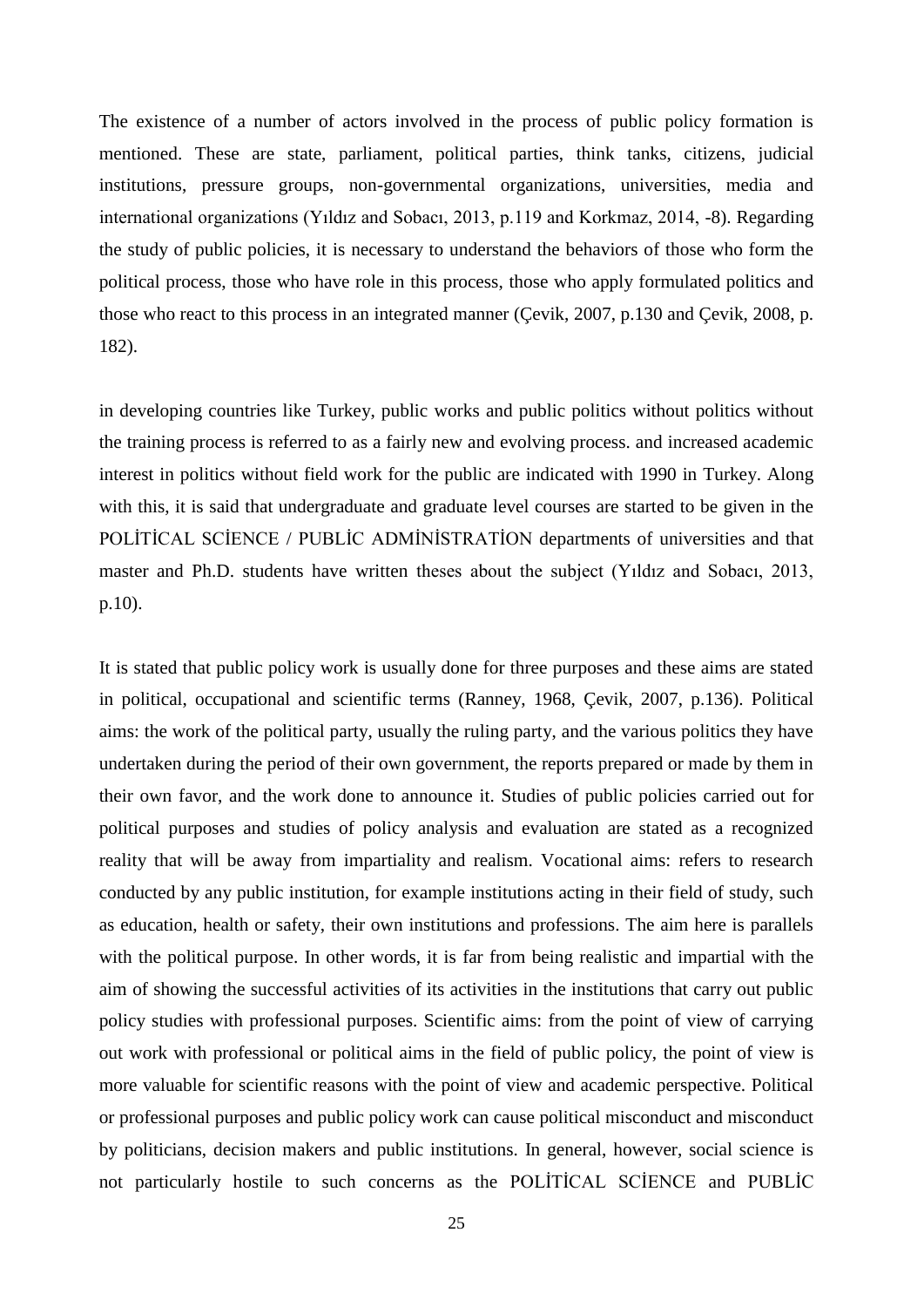The existence of a number of actors involved in the process of public policy formation is mentioned. These are state, parliament, political parties, think tanks, citizens, judicial institutions, pressure groups, non-governmental organizations, universities, media and international organizations (Yıldız and Sobacı, 2013, p.119 and Korkmaz, 2014, -8). Regarding the study of public policies, it is necessary to understand the behaviors of those who form the political process, those who have role in this process, those who apply formulated politics and those who react to this process in an integrated manner (Çevik, 2007, p.130 and Çevik, 2008, p. 182).

in developing countries like Turkey, public works and public politics without politics without the training process is referred to as a fairly new and evolving process. and increased academic interest in politics without field work for the public are indicated with 1990 in Turkey. Along with this, it is said that undergraduate and graduate level courses are started to be given in the POLİTİCAL SCİENCE / PUBLİC ADMİNİSTRATİON departments of universities and that master and Ph.D. students have written theses about the subject (Yıldız and Sobacı, 2013, p.10).

It is stated that public policy work is usually done for three purposes and these aims are stated in political, occupational and scientific terms (Ranney, 1968, Çevik, 2007, p.136). Political aims: the work of the political party, usually the ruling party, and the various politics they have undertaken during the period of their own government, the reports prepared or made by them in their own favor, and the work done to announce it. Studies of public policies carried out for political purposes and studies of policy analysis and evaluation are stated as a recognized reality that will be away from impartiality and realism. Vocational aims: refers to research conducted by any public institution, for example institutions acting in their field of study, such as education, health or safety, their own institutions and professions. The aim here is parallels with the political purpose. In other words, it is far from being realistic and impartial with the aim of showing the successful activities of its activities in the institutions that carry out public policy studies with professional purposes. Scientific aims: from the point of view of carrying out work with professional or political aims in the field of public policy, the point of view is more valuable for scientific reasons with the point of view and academic perspective. Political or professional purposes and public policy work can cause political misconduct and misconduct by politicians, decision makers and public institutions. In general, however, social science is not particularly hostile to such concerns as the POLİTİCAL SCİENCE and PUBLİC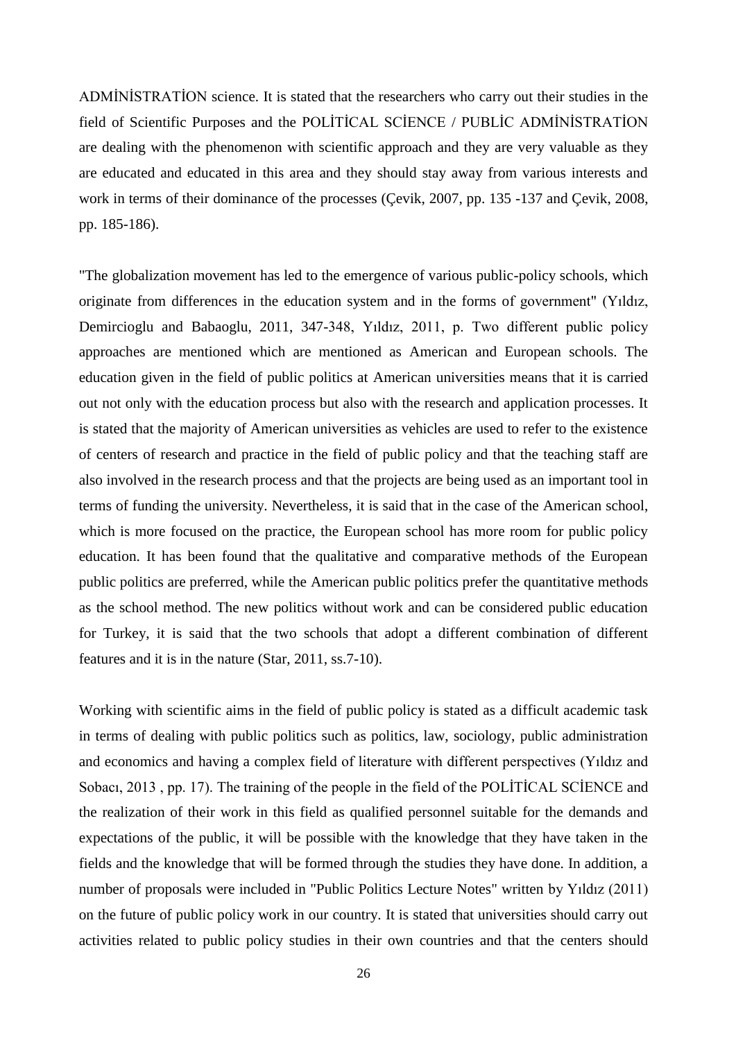ADMİNİSTRATİON science. It is stated that the researchers who carry out their studies in the field of Scientific Purposes and the POLİTİCAL SCİENCE / PUBLİC ADMİNİSTRATİON are dealing with the phenomenon with scientific approach and they are very valuable as they are educated and educated in this area and they should stay away from various interests and work in terms of their dominance of the processes (Çevik, 2007, pp. 135 -137 and Çevik, 2008, pp. 185-186).

"The globalization movement has led to the emergence of various public-policy schools, which originate from differences in the education system and in the forms of government" (Yıldız, Demircioglu and Babaoglu, 2011, 347-348, Yıldız, 2011, p. Two different public policy approaches are mentioned which are mentioned as American and European schools. The education given in the field of public politics at American universities means that it is carried out not only with the education process but also with the research and application processes. It is stated that the majority of American universities as vehicles are used to refer to the existence of centers of research and practice in the field of public policy and that the teaching staff are also involved in the research process and that the projects are being used as an important tool in terms of funding the university. Nevertheless, it is said that in the case of the American school, which is more focused on the practice, the European school has more room for public policy education. It has been found that the qualitative and comparative methods of the European public politics are preferred, while the American public politics prefer the quantitative methods as the school method. The new politics without work and can be considered public education for Turkey, it is said that the two schools that adopt a different combination of different features and it is in the nature (Star, 2011, ss.7-10).

Working with scientific aims in the field of public policy is stated as a difficult academic task in terms of dealing with public politics such as politics, law, sociology, public administration and economics and having a complex field of literature with different perspectives (Yıldız and Sobacı, 2013 , pp. 17). The training of the people in the field of the POLİTİCAL SCİENCE and the realization of their work in this field as qualified personnel suitable for the demands and expectations of the public, it will be possible with the knowledge that they have taken in the fields and the knowledge that will be formed through the studies they have done. In addition, a number of proposals were included in "Public Politics Lecture Notes" written by Yıldız (2011) on the future of public policy work in our country. It is stated that universities should carry out activities related to public policy studies in their own countries and that the centers should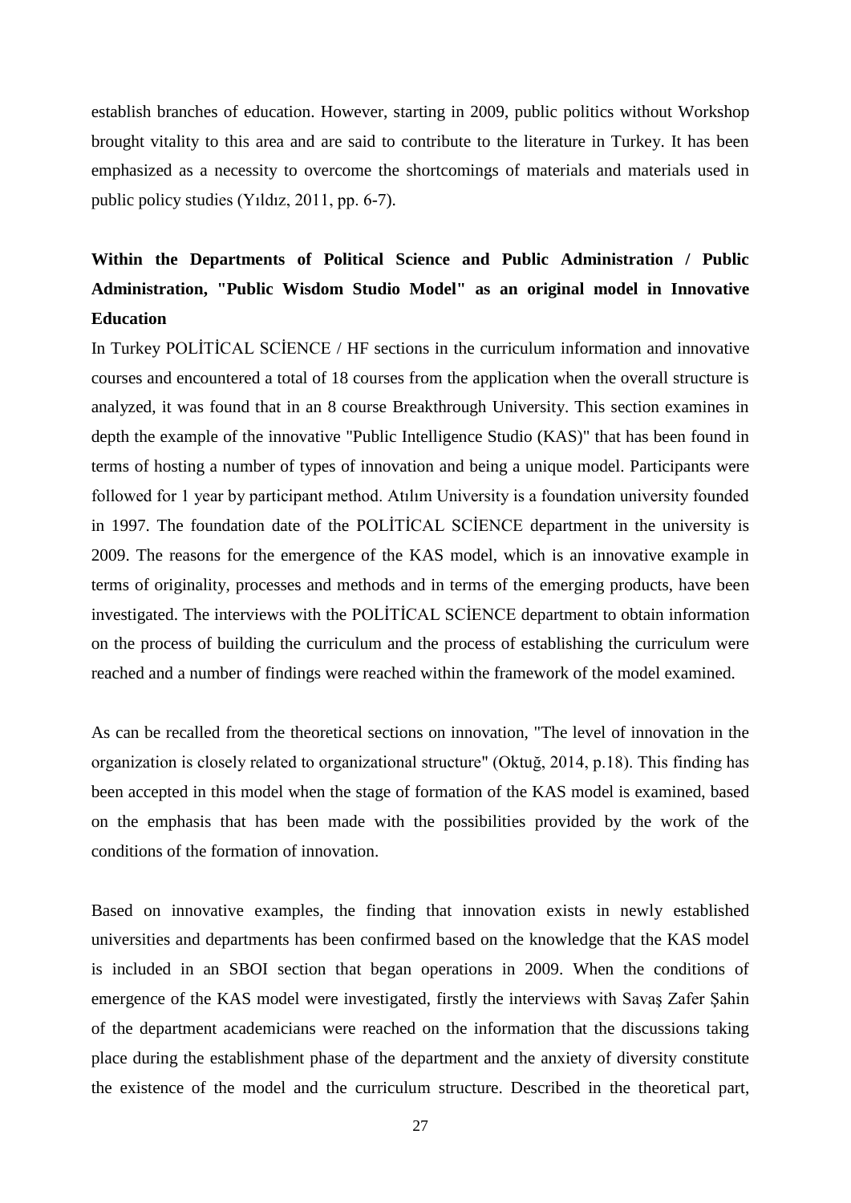establish branches of education. However, starting in 2009, public politics without Workshop brought vitality to this area and are said to contribute to the literature in Turkey. It has been emphasized as a necessity to overcome the shortcomings of materials and materials used in public policy studies (Yıldız, 2011, pp. 6-7).

**Within the Departments of Political Science and Public Administration / Public Administration, "Public Wisdom Studio Model" as an original model in Innovative Education**

In Turkey POLİTİCAL SCİENCE / HF sections in the curriculum information and innovative courses and encountered a total of 18 courses from the application when the overall structure is analyzed, it was found that in an 8 course Breakthrough University. This section examines in depth the example of the innovative "Public Intelligence Studio (KAS)" that has been found in terms of hosting a number of types of innovation and being a unique model. Participants were followed for 1 year by participant method. Atılım University is a foundation university founded in 1997. The foundation date of the POLİTİCAL SCİENCE department in the university is 2009. The reasons for the emergence of the KAS model, which is an innovative example in terms of originality, processes and methods and in terms of the emerging products, have been investigated. The interviews with the POLİTİCAL SCİENCE department to obtain information on the process of building the curriculum and the process of establishing the curriculum were reached and a number of findings were reached within the framework of the model examined.

As can be recalled from the theoretical sections on innovation, "The level of innovation in the organization is closely related to organizational structure" (Oktuğ, 2014, p.18). This finding has been accepted in this model when the stage of formation of the KAS model is examined, based on the emphasis that has been made with the possibilities provided by the work of the conditions of the formation of innovation.

Based on innovative examples, the finding that innovation exists in newly established universities and departments has been confirmed based on the knowledge that the KAS model is included in an SBOI section that began operations in 2009. When the conditions of emergence of the KAS model were investigated, firstly the interviews with Savaş Zafer Şahin of the department academicians were reached on the information that the discussions taking place during the establishment phase of the department and the anxiety of diversity constitute the existence of the model and the curriculum structure. Described in the theoretical part,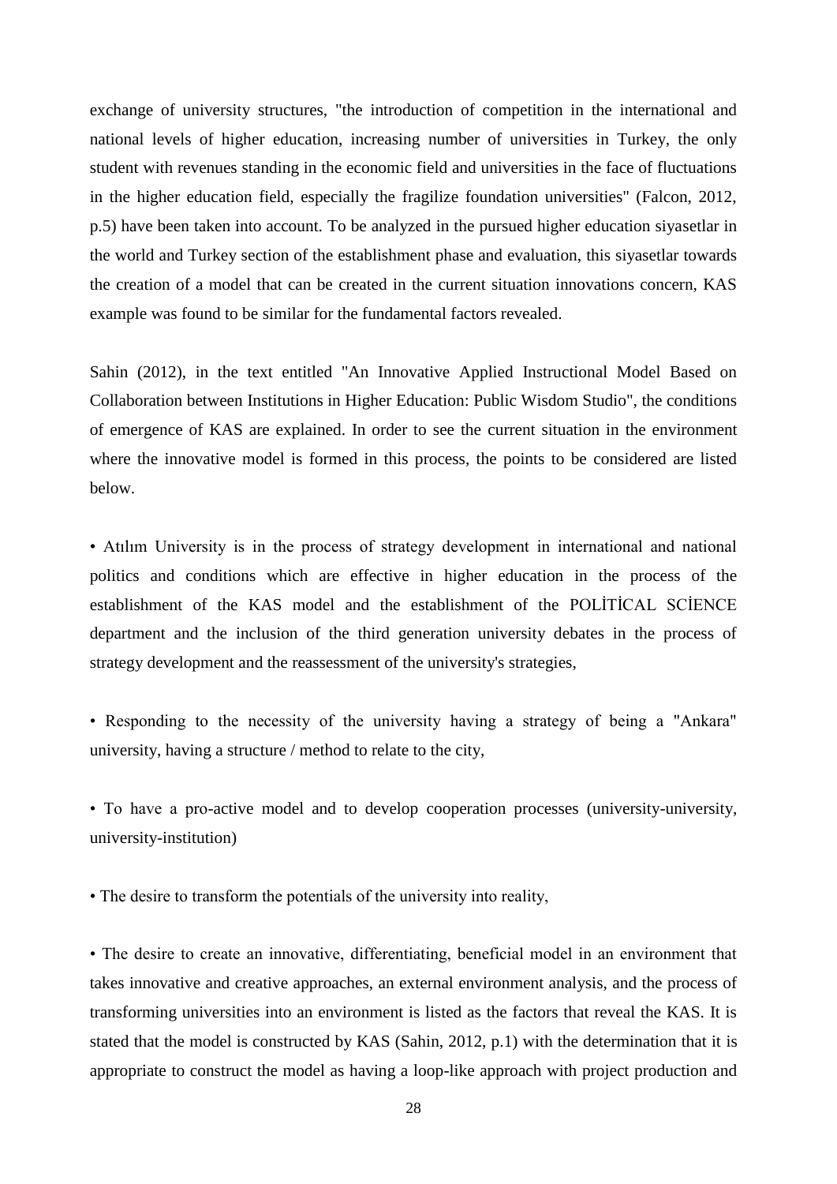exchange of university structures, "the introduction of competition in the international and national levels of higher education, increasing number of universities in Turkey, the only student with revenues standing in the economic field and universities in the face of fluctuations in the higher education field, especially the fragilize foundation universities" (Falcon, 2012, p.5) have been taken into account. To be analyzed in the pursued higher education siyasetlar in the world and Turkey section of the establishment phase and evaluation, this siyasetlar towards the creation of a model that can be created in the current situation innovations concern, KAS example was found to be similar for the fundamental factors revealed.

Sahin (2012), in the text entitled "An Innovative Applied Instructional Model Based on Collaboration between Institutions in Higher Education: Public Wisdom Studio", the conditions of emergence of KAS are explained. In order to see the current situation in the environment where the innovative model is formed in this process, the points to be considered are listed below.

• Atılım University is in the process of strategy development in international and national politics and conditions which are effective in higher education in the process of the establishment of the KAS model and the establishment of the POLİTİCAL SCİENCE department and the inclusion of the third generation university debates in the process of strategy development and the reassessment of the university's strategies,

• Responding to the necessity of the university having a strategy of being a "Ankara" university, having a structure / method to relate to the city,

• To have a pro-active model and to develop cooperation processes (university-university, university-institution)

• The desire to transform the potentials of the university into reality,

• The desire to create an innovative, differentiating, beneficial model in an environment that takes innovative and creative approaches, an external environment analysis, and the process of transforming universities into an environment is listed as the factors that reveal the KAS. It is stated that the model is constructed by KAS (Sahin, 2012, p.1) with the determination that it is appropriate to construct the model as having a loop-like approach with project production and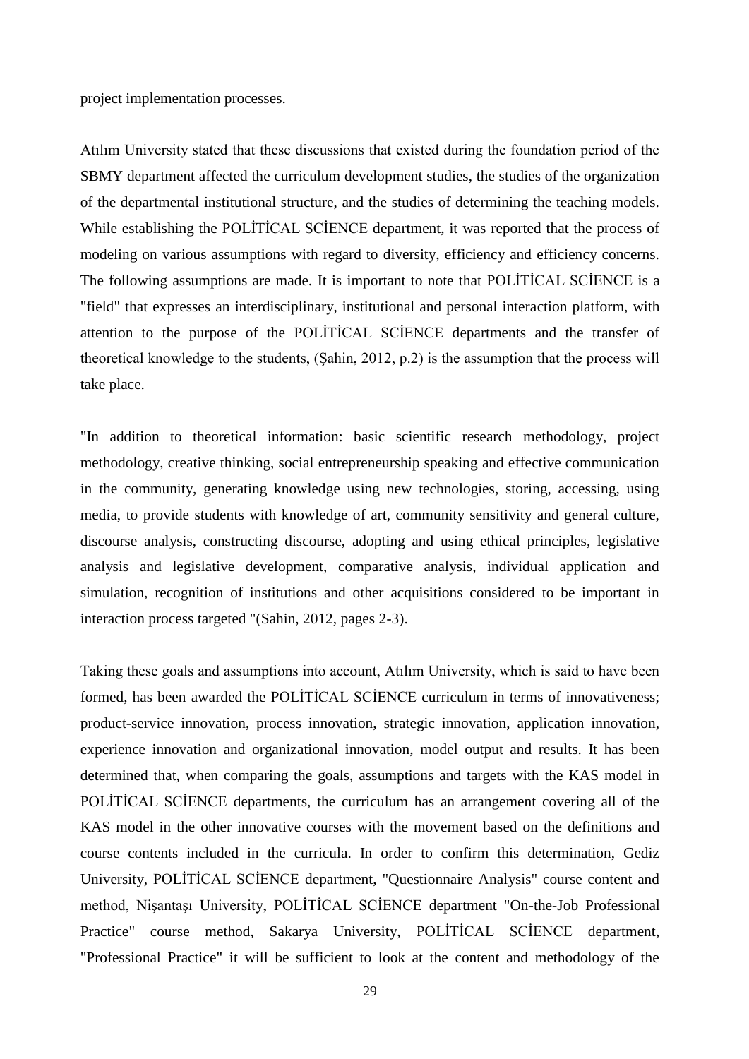project implementation processes.

Atılım University stated that these discussions that existed during the foundation period of the SBMY department affected the curriculum development studies, the studies of the organization of the departmental institutional structure, and the studies of determining the teaching models. While establishing the POLİTİCAL SCİENCE department, it was reported that the process of modeling on various assumptions with regard to diversity, efficiency and efficiency concerns. The following assumptions are made. It is important to note that POLİTİCAL SCİENCE is a "field" that expresses an interdisciplinary, institutional and personal interaction platform, with attention to the purpose of the POLİTİCAL SCİENCE departments and the transfer of theoretical knowledge to the students, (Şahin, 2012, p.2) is the assumption that the process will take place.

"In addition to theoretical information: basic scientific research methodology, project methodology, creative thinking, social entrepreneurship speaking and effective communication in the community, generating knowledge using new technologies, storing, accessing, using media, to provide students with knowledge of art, community sensitivity and general culture, discourse analysis, constructing discourse, adopting and using ethical principles, legislative analysis and legislative development, comparative analysis, individual application and simulation, recognition of institutions and other acquisitions considered to be important in interaction process targeted "(Sahin, 2012, pages 2-3).

Taking these goals and assumptions into account, Atılım University, which is said to have been formed, has been awarded the POLİTİCAL SCİENCE curriculum in terms of innovativeness; product-service innovation, process innovation, strategic innovation, application innovation, experience innovation and organizational innovation, model output and results. It has been determined that, when comparing the goals, assumptions and targets with the KAS model in POLİTİCAL SCİENCE departments, the curriculum has an arrangement covering all of the KAS model in the other innovative courses with the movement based on the definitions and course contents included in the curricula. In order to confirm this determination, Gediz University, POLİTİCAL SCİENCE department, "Questionnaire Analysis" course content and method, Nişantaşı University, POLİTİCAL SCİENCE department "On-the-Job Professional Practice" course method, Sakarya University, POLİTİCAL SCİENCE department, "Professional Practice" it will be sufficient to look at the content and methodology of the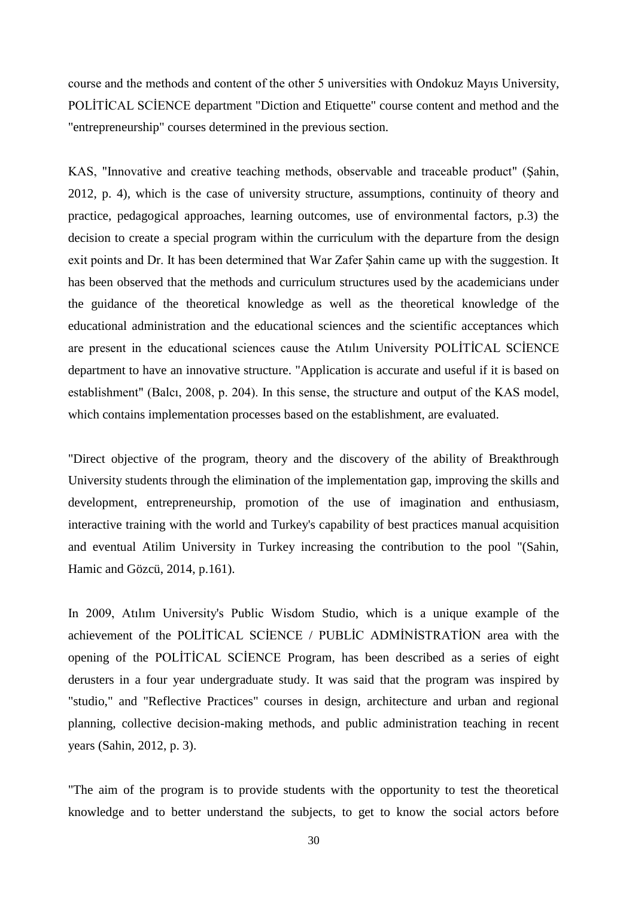course and the methods and content of the other 5 universities with Ondokuz Mayıs University, POLİTİCAL SCİENCE department "Diction and Etiquette" course content and method and the "entrepreneurship" courses determined in the previous section.

KAS, "Innovative and creative teaching methods, observable and traceable product" (Şahin, 2012, p. 4), which is the case of university structure, assumptions, continuity of theory and practice, pedagogical approaches, learning outcomes, use of environmental factors, p.3) the decision to create a special program within the curriculum with the departure from the design exit points and Dr. It has been determined that War Zafer Şahin came up with the suggestion. It has been observed that the methods and curriculum structures used by the academicians under the guidance of the theoretical knowledge as well as the theoretical knowledge of the educational administration and the educational sciences and the scientific acceptances which are present in the educational sciences cause the Atılım University POLİTİCAL SCİENCE department to have an innovative structure. "Application is accurate and useful if it is based on establishment" (Balcı, 2008, p. 204). In this sense, the structure and output of the KAS model, which contains implementation processes based on the establishment, are evaluated.

"Direct objective of the program, theory and the discovery of the ability of Breakthrough University students through the elimination of the implementation gap, improving the skills and development, entrepreneurship, promotion of the use of imagination and enthusiasm, interactive training with the world and Turkey's capability of best practices manual acquisition and eventual Atilim University in Turkey increasing the contribution to the pool "(Sahin, Hamic and Gözcü, 2014, p.161).

In 2009, Atılım University's Public Wisdom Studio, which is a unique example of the achievement of the POLİTİCAL SCİENCE / PUBLİC ADMİNİSTRATİON area with the opening of the POLİTİCAL SCİENCE Program, has been described as a series of eight derusters in a four year undergraduate study. It was said that the program was inspired by "studio," and "Reflective Practices" courses in design, architecture and urban and regional planning, collective decision-making methods, and public administration teaching in recent years (Sahin, 2012, p. 3).

"The aim of the program is to provide students with the opportunity to test the theoretical knowledge and to better understand the subjects, to get to know the social actors before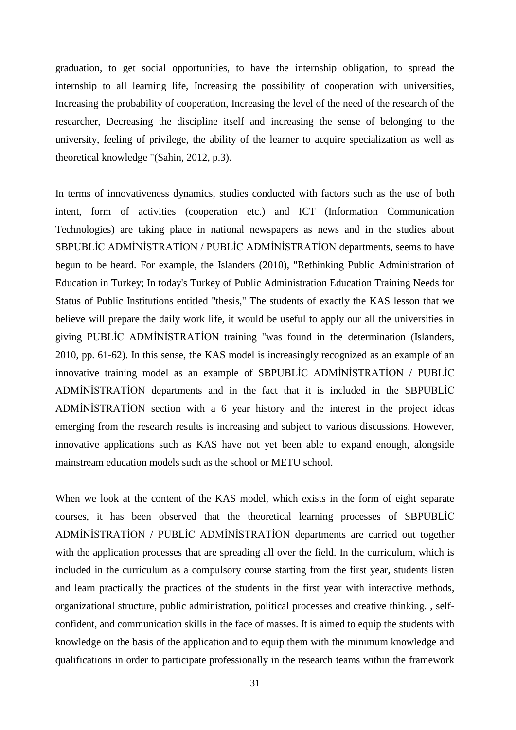graduation, to get social opportunities, to have the internship obligation, to spread the internship to all learning life, Increasing the possibility of cooperation with universities, Increasing the probability of cooperation, Increasing the level of the need of the research of the researcher, Decreasing the discipline itself and increasing the sense of belonging to the university, feeling of privilege, the ability of the learner to acquire specialization as well as theoretical knowledge "(Sahin, 2012, p.3).

In terms of innovativeness dynamics, studies conducted with factors such as the use of both intent, form of activities (cooperation etc.) and ICT (Information Communication Technologies) are taking place in national newspapers as news and in the studies about SBPUBLİC ADMİNİSTRATİON / PUBLİC ADMİNİSTRATİON departments, seems to have begun to be heard. For example, the Islanders (2010), "Rethinking Public Administration of Education in Turkey; In today's Turkey of Public Administration Education Training Needs for Status of Public Institutions entitled "thesis," The students of exactly the KAS lesson that we believe will prepare the daily work life, it would be useful to apply our all the universities in giving PUBLİC ADMİNİSTRATİON training "was found in the determination (Islanders, 2010, pp. 61-62). In this sense, the KAS model is increasingly recognized as an example of an innovative training model as an example of SBPUBLİC ADMİNİSTRATİON / PUBLİC ADMİNİSTRATİON departments and in the fact that it is included in the SBPUBLİC ADMİNİSTRATİON section with a 6 year history and the interest in the project ideas emerging from the research results is increasing and subject to various discussions. However, innovative applications such as KAS have not yet been able to expand enough, alongside mainstream education models such as the school or METU school.

When we look at the content of the KAS model, which exists in the form of eight separate courses, it has been observed that the theoretical learning processes of SBPUBLİC ADMİNİSTRATİON / PUBLİC ADMİNİSTRATİON departments are carried out together with the application processes that are spreading all over the field. In the curriculum, which is included in the curriculum as a compulsory course starting from the first year, students listen and learn practically the practices of the students in the first year with interactive methods, organizational structure, public administration, political processes and creative thinking. , self-confident, and communication skills in the face of masses. It is aimed to equip the students with knowledge on the basis of the application and to equip them with the minimum knowledge and qualifications in order to participate professionally in the research teams within the framework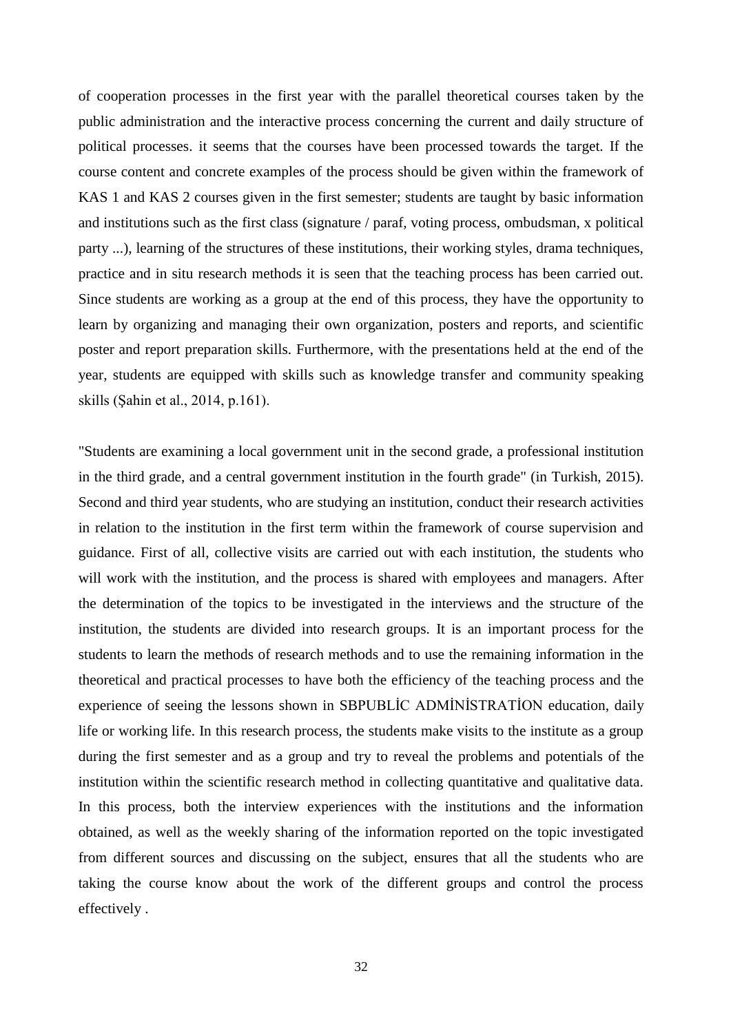of cooperation processes in the first year with the parallel theoretical courses taken by the public administration and the interactive process concerning the current and daily structure of political processes. it seems that the courses have been processed towards the target. If the course content and concrete examples of the process should be given within the framework of KAS 1 and KAS 2 courses given in the first semester; students are taught by basic information and institutions such as the first class (signature / paraf, voting process, ombudsman, x political party ...), learning of the structures of these institutions, their working styles, drama techniques, practice and in situ research methods it is seen that the teaching process has been carried out. Since students are working as a group at the end of this process, they have the opportunity to learn by organizing and managing their own organization, posters and reports, and scientific poster and report preparation skills. Furthermore, with the presentations held at the end of the year, students are equipped with skills such as knowledge transfer and community speaking skills (Şahin et al., 2014, p.161).

"Students are examining a local government unit in the second grade, a professional institution in the third grade, and a central government institution in the fourth grade" (in Turkish, 2015). Second and third year students, who are studying an institution, conduct their research activities in relation to the institution in the first term within the framework of course supervision and guidance. First of all, collective visits are carried out with each institution, the students who will work with the institution, and the process is shared with employees and managers. After the determination of the topics to be investigated in the interviews and the structure of the institution, the students are divided into research groups. It is an important process for the students to learn the methods of research methods and to use the remaining information in the theoretical and practical processes to have both the efficiency of the teaching process and the experience of seeing the lessons shown in SBPUBLİC ADMİNİSTRATİON education, daily life or working life. In this research process, the students make visits to the institute as a group during the first semester and as a group and try to reveal the problems and potentials of the institution within the scientific research method in collecting quantitative and qualitative data. In this process, both the interview experiences with the institutions and the information obtained, as well as the weekly sharing of the information reported on the topic investigated from different sources and discussing on the subject, ensures that all the students who are taking the course know about the work of the different groups and control the process effectively .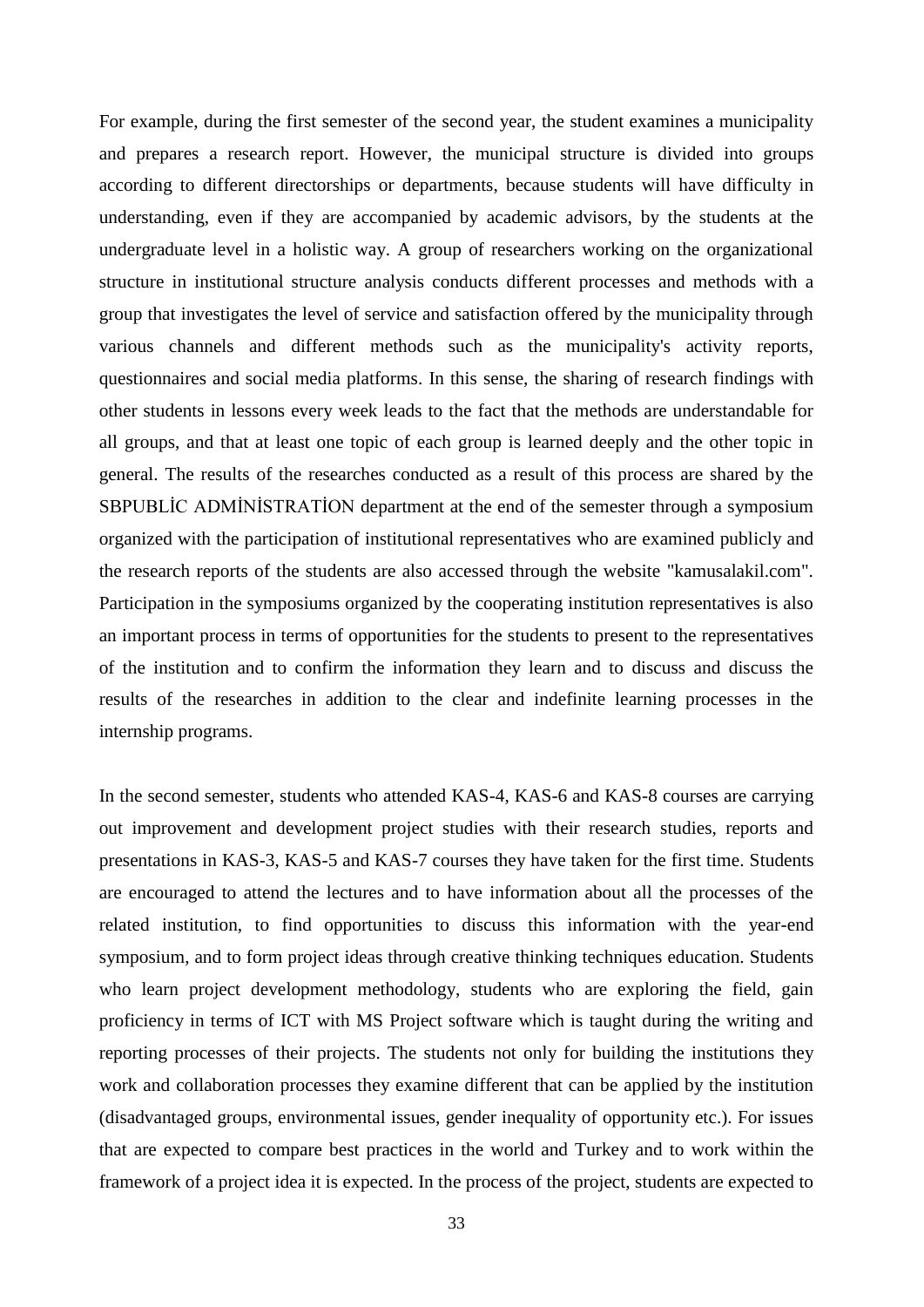For example, during the first semester of the second year, the student examines a municipality and prepares a research report. However, the municipal structure is divided into groups according to different directorships or departments, because students will have difficulty in understanding, even if they are accompanied by academic advisors, by the students at the undergraduate level in a holistic way. A group of researchers working on the organizational structure in institutional structure analysis conducts different processes and methods with a group that investigates the level of service and satisfaction offered by the municipality through various channels and different methods such as the municipality's activity reports, questionnaires and social media platforms. In this sense, the sharing of research findings with other students in lessons every week leads to the fact that the methods are understandable for all groups, and that at least one topic of each group is learned deeply and the other topic in general. The results of the researches conducted as a result of this process are shared by the SBPUBLİC ADMİNİSTRATİON department at the end of the semester through a symposium organized with the participation of institutional representatives who are examined publicly and the research reports of the students are also accessed through the website "kamusalakil.com". Participation in the symposiums organized by the cooperating institution representatives is also an important process in terms of opportunities for the students to present to the representatives of the institution and to confirm the information they learn and to discuss and discuss the results of the researches in addition to the clear and indefinite learning processes in the internship programs.

In the second semester, students who attended KAS-4, KAS-6 and KAS-8 courses are carrying out improvement and development project studies with their research studies, reports and presentations in KAS-3, KAS-5 and KAS-7 courses they have taken for the first time. Students are encouraged to attend the lectures and to have information about all the processes of the related institution, to find opportunities to discuss this information with the year-end symposium, and to form project ideas through creative thinking techniques education. Students who learn project development methodology, students who are exploring the field, gain proficiency in terms of ICT with MS Project software which is taught during the writing and reporting processes of their projects. The students not only for building the institutions they work and collaboration processes they examine different that can be applied by the institution (disadvantaged groups, environmental issues, gender inequality of opportunity etc.). For issues that are expected to compare best practices in the world and Turkey and to work within the framework of a project idea it is expected. In the process of the project, students are expected to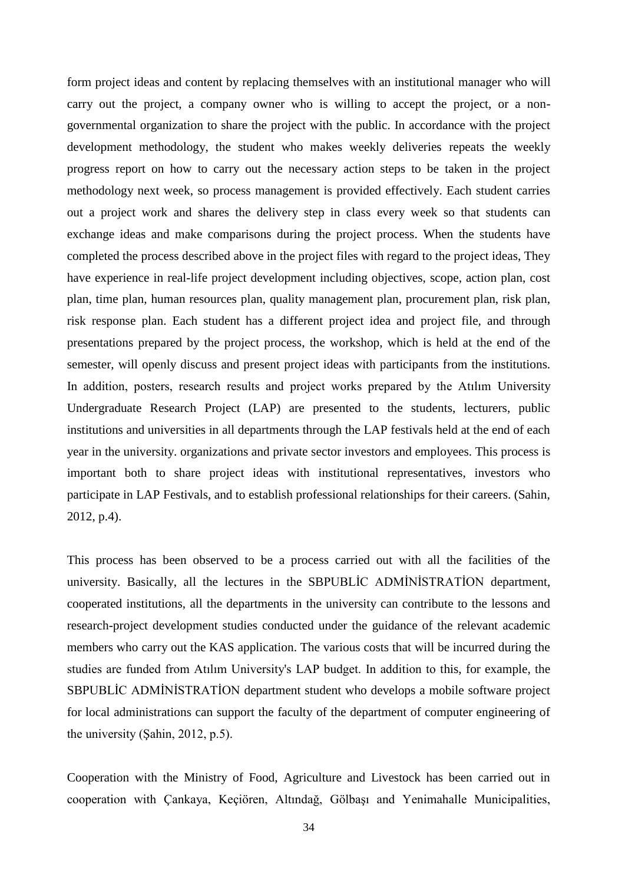form project ideas and content by replacing themselves with an institutional manager who will carry out the project, a company owner who is willing to accept the project, or a non-governmental organization to share the project with the public. In accordance with the project development methodology, the student who makes weekly deliveries repeats the weekly progress report on how to carry out the necessary action steps to be taken in the project methodology next week, so process management is provided effectively. Each student carries out a project work and shares the delivery step in class every week so that students can exchange ideas and make comparisons during the project process. When the students have completed the process described above in the project files with regard to the project ideas, They have experience in real-life project development including objectives, scope, action plan, cost plan, time plan, human resources plan, quality management plan, procurement plan, risk plan, risk response plan. Each student has a different project idea and project file, and through presentations prepared by the project process, the workshop, which is held at the end of the semester, will openly discuss and present project ideas with participants from the institutions. In addition, posters, research results and project works prepared by the Atılım University Undergraduate Research Project (LAP) are presented to the students, lecturers, public institutions and universities in all departments through the LAP festivals held at the end of each year in the university. organizations and private sector investors and employees. This process is important both to share project ideas with institutional representatives, investors who participate in LAP Festivals, and to establish professional relationships for their careers. (Sahin, 2012, p.4).

This process has been observed to be a process carried out with all the facilities of the university. Basically, all the lectures in the SBPUBLİC ADMİNİSTRATİON department, cooperated institutions, all the departments in the university can contribute to the lessons and research-project development studies conducted under the guidance of the relevant academic members who carry out the KAS application. The various costs that will be incurred during the studies are funded from Atılım University's LAP budget. In addition to this, for example, the SBPUBLİC ADMİNİSTRATİON department student who develops a mobile software project for local administrations can support the faculty of the department of computer engineering of the university (Şahin, 2012, p.5).

Cooperation with the Ministry of Food, Agriculture and Livestock has been carried out in cooperation with Çankaya, Keçiören, Altındağ, Gölbaşı and Yenimahalle Municipalities,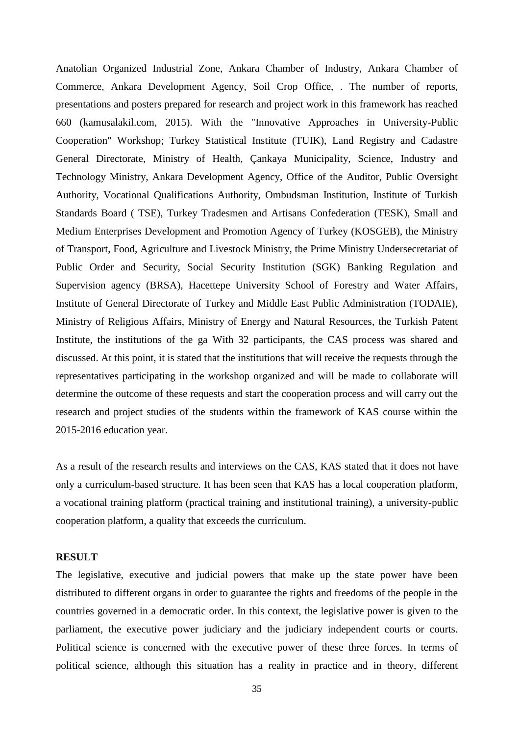Anatolian Organized Industrial Zone, Ankara Chamber of Industry, Ankara Chamber of Commerce, Ankara Development Agency, Soil Crop Office, . The number of reports, presentations and posters prepared for research and project work in this framework has reached 660 (kamusalakil.com, 2015). With the "Innovative Approaches in University-Public Cooperation" Workshop; Turkey Statistical Institute (TUIK), Land Registry and Cadastre General Directorate, Ministry of Health, Çankaya Municipality, Science, Industry and Technology Ministry, Ankara Development Agency, Office of the Auditor, Public Oversight Authority, Vocational Qualifications Authority, Ombudsman Institution, Institute of Turkish Standards Board ( TSE), Turkey Tradesmen and Artisans Confederation (TESK), Small and Medium Enterprises Development and Promotion Agency of Turkey (KOSGEB), the Ministry of Transport, Food, Agriculture and Livestock Ministry, the Prime Ministry Undersecretariat of Public Order and Security, Social Security Institution (SGK) Banking Regulation and Supervision agency (BRSA), Hacettepe University School of Forestry and Water Affairs, Institute of General Directorate of Turkey and Middle East Public Administration (TODAIE), Ministry of Religious Affairs, Ministry of Energy and Natural Resources, the Turkish Patent Institute, the institutions of the ga With 32 participants, the CAS process was shared and discussed. At this point, it is stated that the institutions that will receive the requests through the representatives participating in the workshop organized and will be made to collaborate will determine the outcome of these requests and start the cooperation process and will carry out the research and project studies of the students within the framework of KAS course within the 2015-2016 education year.

As a result of the research results and interviews on the CAS, KAS stated that it does not have only a curriculum-based structure. It has been seen that KAS has a local cooperation platform, a vocational training platform (practical training and institutional training), a university-public cooperation platform, a quality that exceeds the curriculum.

## RESULT

The legislative, executive and judicial powers that make up the state power have been distributed to different organs in order to guarantee the rights and freedoms of the people in the countries governed in a democratic order. In this context, the legislative power is given to the parliament, the executive power judiciary and the judiciary independent courts or courts. Political science is concerned with the executive power of these three forces. In terms of political science, although this situation has a reality in practice and in theory, different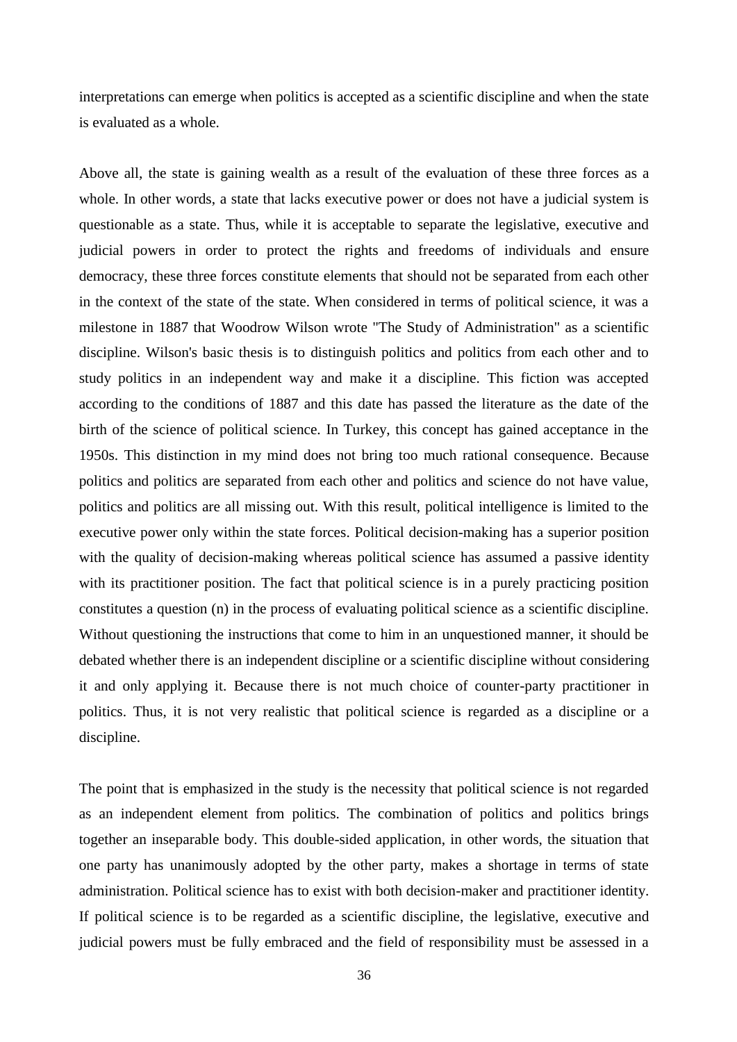interpretations can emerge when politics is accepted as a scientific discipline and when the state is evaluated as a whole.

Above all, the state is gaining wealth as a result of the evaluation of these three forces as a whole. In other words, a state that lacks executive power or does not have a judicial system is questionable as a state. Thus, while it is acceptable to separate the legislative, executive and judicial powers in order to protect the rights and freedoms of individuals and ensure democracy, these three forces constitute elements that should not be separated from each other in the context of the state of the state. When considered in terms of political science, it was a milestone in 1887 that Woodrow Wilson wrote "The Study of Administration" as a scientific discipline. Wilson's basic thesis is to distinguish politics and politics from each other and to study politics in an independent way and make it a discipline. This fiction was accepted according to the conditions of 1887 and this date has passed the literature as the date of the birth of the science of political science. In Turkey, this concept has gained acceptance in the 1950s. This distinction in my mind does not bring too much rational consequence. Because politics and politics are separated from each other and politics and science do not have value, politics and politics are all missing out. With this result, political intelligence is limited to the executive power only within the state forces. Political decision-making has a superior position with the quality of decision-making whereas political science has assumed a passive identity with its practitioner position. The fact that political science is in a purely practicing position constitutes a question (n) in the process of evaluating political science as a scientific discipline. Without questioning the instructions that come to him in an unquestioned manner, it should be debated whether there is an independent discipline or a scientific discipline without considering it and only applying it. Because there is not much choice of counter-party practitioner in politics. Thus, it is not very realistic that political science is regarded as a discipline or a discipline.

The point that is emphasized in the study is the necessity that political science is not regarded as an independent element from politics. The combination of politics and politics brings together an inseparable body. This double-sided application, in other words, the situation that one party has unanimously adopted by the other party, makes a shortage in terms of state administration. Political science has to exist with both decision-maker and practitioner identity. If political science is to be regarded as a scientific discipline, the legislative, executive and judicial powers must be fully embraced and the field of responsibility must be assessed in a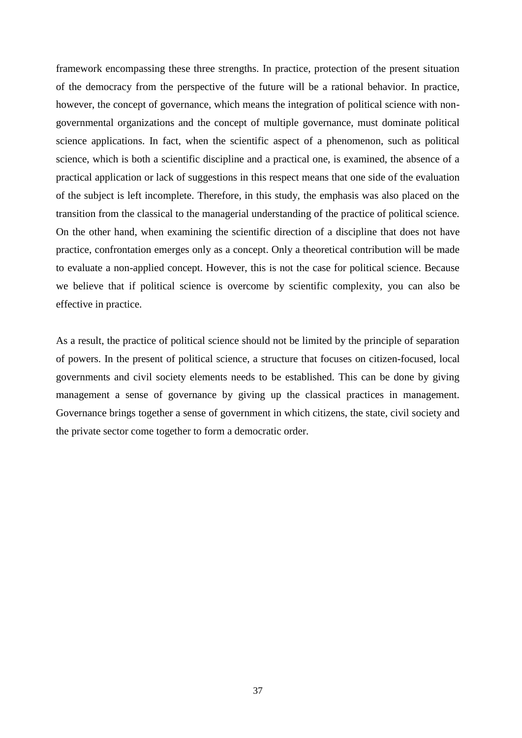framework encompassing these three strengths. In practice, protection of the present situation of the democracy from the perspective of the future will be a rational behavior. In practice, however, the concept of governance, which means the integration of political science with non-governmental organizations and the concept of multiple governance, must dominate political science applications. In fact, when the scientific aspect of a phenomenon, such as political science, which is both a scientific discipline and a practical one, is examined, the absence of a practical application or lack of suggestions in this respect means that one side of the evaluation of the subject is left incomplete. Therefore, in this study, the emphasis was also placed on the transition from the classical to the managerial understanding of the practice of political science. On the other hand, when examining the scientific direction of a discipline that does not have practice, confrontation emerges only as a concept. Only a theoretical contribution will be made to evaluate a non-applied concept. However, this is not the case for political science. Because we believe that if political science is overcome by scientific complexity, you can also be effective in practice.

As a result, the practice of political science should not be limited by the principle of separation of powers. In the present of political science, a structure that focuses on citizen-focused, local governments and civil society elements needs to be established. This can be done by giving management a sense of governance by giving up the classical practices in management. Governance brings together a sense of government in which citizens, the state, civil society and the private sector come together to form a democratic order.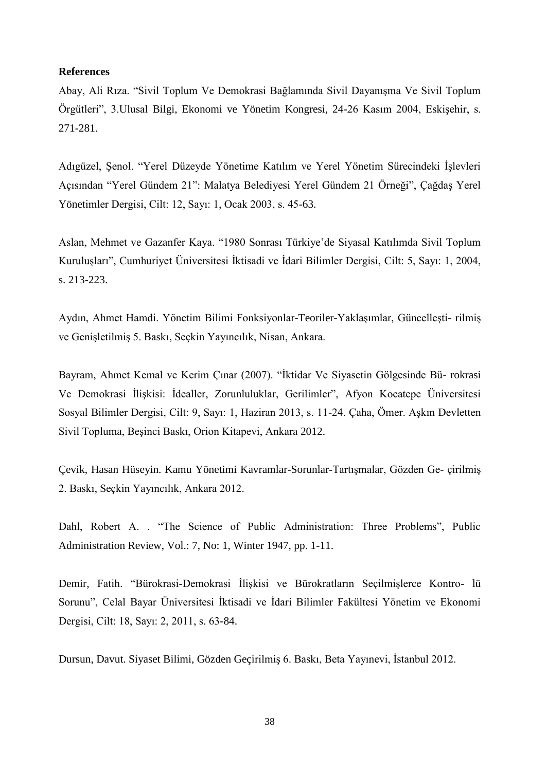**References**

Abay, Ali Rıza. "Sivil Toplum Ve Demokrasi Bağlamında Sivil Dayanışma Ve Sivil Toplum Örgütleri", 3.Ulusal Bilgi, Ekonomi ve Yönetim Kongresi, 24-26 Kasım 2004, Eskişehir, s. 271-281.

Adıgüzel, Şenol. "Yerel Düzeyde Yönetime Katılım ve Yerel Yönetim Sürecindeki İşlevleri Açısından "Yerel Gündem 21": Malatya Belediyesi Yerel Gündem 21 Örneği", Çağdaş Yerel Yönetimler Dergisi, Cilt: 12, Sayı: 1, Ocak 2003, s. 45-63.

Aslan, Mehmet ve Gazanfer Kaya. "1980 Sonrası Türkiye'de Siyasal Katılımda Sivil Toplum Kuruluşları", Cumhuriyet Üniversitesi İktisadi ve İdari Bilimler Dergisi, Cilt: 5, Sayı: 1, 2004, s. 213-223.

Aydın, Ahmet Hamdi. Yönetim Bilimi Fonksiyonlar-Teoriler-Yaklaşımlar, Güncelleşti- rilmiş ve Genişletilmiş 5. Baskı, Seçkin Yayıncılık, Nisan, Ankara.

Bayram, Ahmet Kemal ve Kerim Çınar (2007). "İktidar Ve Siyasetin Gölgesinde Bü- rokrasi Ve Demokrasi İlişkisi: İdealler, Zorunluluklar, Gerilimler", Afyon Kocatepe Üniversitesi Sosyal Bilimler Dergisi, Cilt: 9, Sayı: 1, Haziran 2013, s. 11-24. Çaha, Ömer. Aşkın Devletten Sivil Topluma, Beşinci Baskı, Orion Kitapevi, Ankara 2012.

Çevik, Hasan Hüseyin. Kamu Yönetimi Kavramlar-Sorunlar-Tartışmalar, Gözden Ge- çirilmiş 2. Baskı, Seçkin Yayıncılık, Ankara 2012.

Dahl, Robert A. . "The Science of Public Administration: Three Problems", Public Administration Review, Vol.: 7, No: 1, Winter 1947, pp. 1-11.

Demir, Fatih. "Bürokrasi-Demokrasi İlişkisi ve Bürokratların Seçilmişlerce Kontro- lü Sorunu", Celal Bayar Üniversitesi İktisadi ve İdari Bilimler Fakültesi Yönetim ve Ekonomi Dergisi, Cilt: 18, Sayı: 2, 2011, s. 63-84.

Dursun, Davut. Siyaset Bilimi, Gözden Geçirilmiş 6. Baskı, Beta Yayınevi, İstanbul 2012.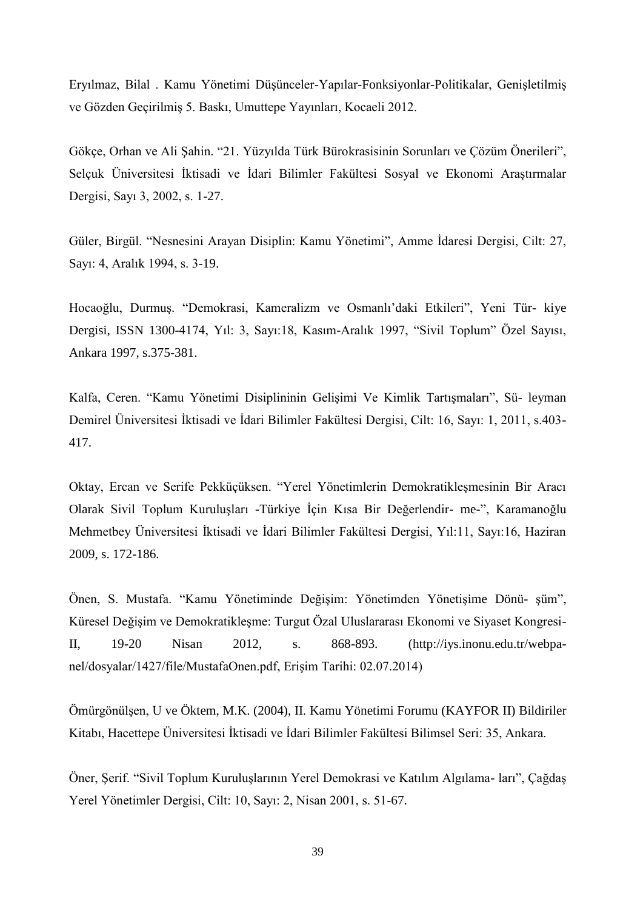Eryılmaz, Bilal . Kamu Yönetimi Düşünceler-Yapılar-Fonksiyonlar-Politikalar, Genişletilmiş ve Gözden Geçirilmiş 5. Baskı, Umuttepe Yayınları, Kocaeli 2012.

Gökçe, Orhan ve Ali Şahin. "21. Yüzyılda Türk Bürokrasisinin Sorunları ve Çözüm Önerileri", Selçuk Üniversitesi İktisadi ve İdari Bilimler Fakültesi Sosyal ve Ekonomi Araştırmalar Dergisi, Sayı 3, 2002, s. 1-27.

Güler, Birgül. "Nesnesini Arayan Disiplin: Kamu Yönetimi", Amme İdaresi Dergisi, Cilt: 27, Sayı: 4, Aralık 1994, s. 3-19.

Hocaoğlu, Durmuş. "Demokrasi, Kameralizm ve Osmanlı'daki Etkileri", Yeni Tür- kiye Dergisi, ISSN 1300-4174, Yıl: 3, Sayı:18, Kasım-Aralık 1997, "Sivil Toplum" Özel Sayısı, Ankara 1997, s.375-381.

Kalfa, Ceren. "Kamu Yönetimi Disiplininin Gelişimi Ve Kimlik Tartışmaları", Sü- leyman Demirel Üniversitesi İktisadi ve İdari Bilimler Fakültesi Dergisi, Cilt: 16, Sayı: 1, 2011, s.403-417.

Oktay, Ercan ve Serife Pekküçüksen. "Yerel Yönetimlerin Demokratikleşmesinin Bir Aracı Olarak Sivil Toplum Kuruluşları -Türkiye İçin Kısa Bir Değerlendir- me-", Karamanoğlu Mehmetbey Üniversitesi İktisadi ve İdari Bilimler Fakültesi Dergisi, Yıl:11, Sayı:16, Haziran 2009, s. 172-186.

Önen, S. Mustafa. "Kamu Yönetiminde Değişim: Yönetimden Yönetişime Dönü- şüm", Küresel Değişim ve Demokratikleşme: Turgut Özal Uluslararası Ekonomi ve Siyaset Kongresi-II, 19-20 Nisan 2012, s. 868-893. (http://iys.inonu.edu.tr/webpa-nel/dosyalar/1427/file/MustafaOnen.pdf, Erişim Tarihi: 02.07.2014)

Ömürgönülşen, U ve Öktem, M.K. (2004), II. Kamu Yönetimi Forumu (KAYFOR II) Bildiriler Kitabı, Hacettepe Üniversitesi İktisadi ve İdari Bilimler Fakültesi Bilimsel Seri: 35, Ankara.

Öner, Şerif. "Sivil Toplum Kuruluşlarının Yerel Demokrasi ve Katılım Algılama- ları", Çağdaş Yerel Yönetimler Dergisi, Cilt: 10, Sayı: 2, Nisan 2001, s. 51-67.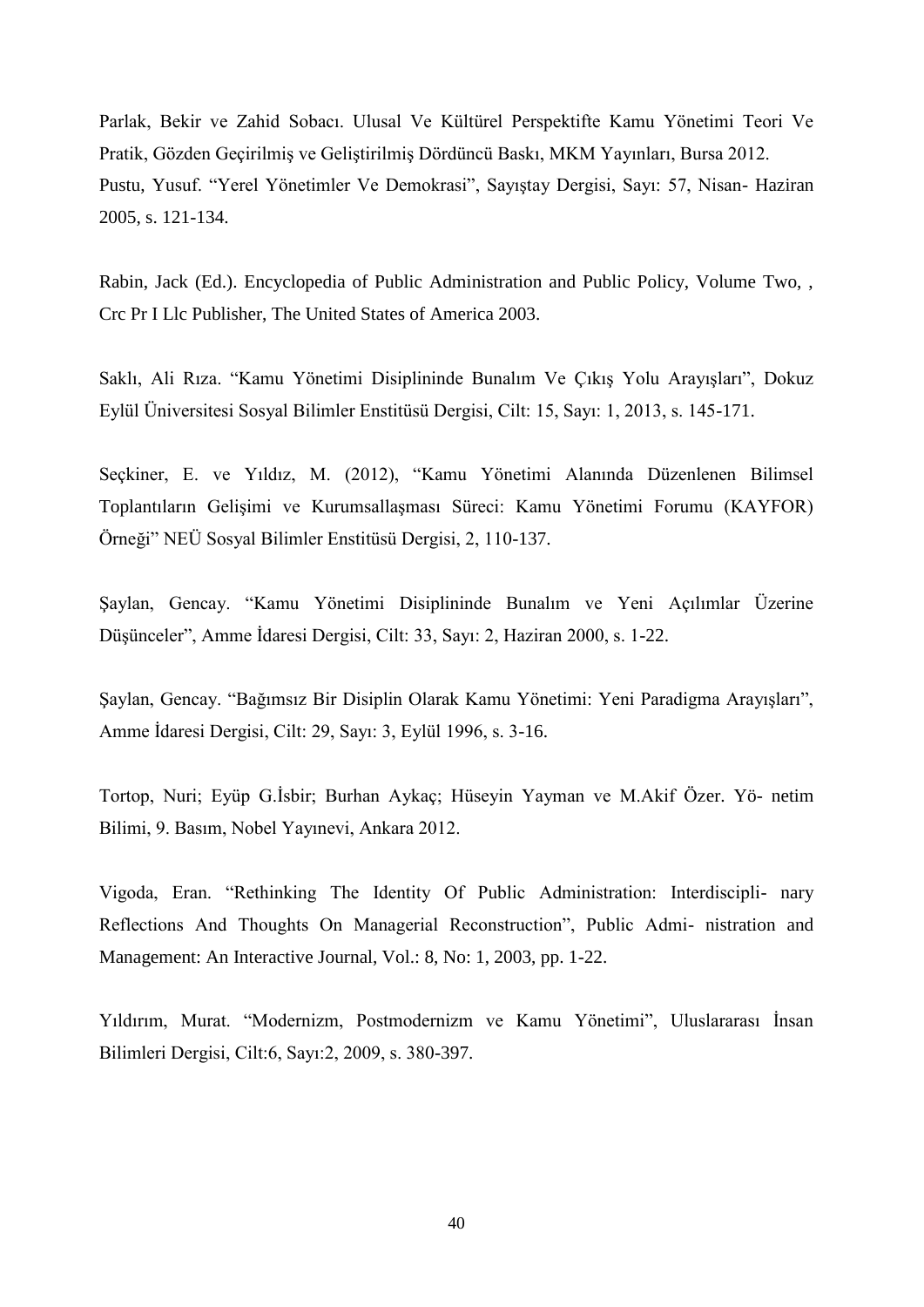Parlak, Bekir ve Zahid Sobacı. Ulusal Ve Kültürel Perspektifte Kamu Yönetimi Teori Ve Pratik, Gözden Geçirilmiş ve Geliştirilmiş Dördüncü Baskı, MKM Yayınları, Bursa 2012.

Pustu, Yusuf. "Yerel Yönetimler Ve Demokrasi", Sayıştay Dergisi, Sayı: 57, Nisan- Haziran 2005, s. 121-134.

Rabin, Jack (Ed.). Encyclopedia of Public Administration and Public Policy, Volume Two, , Crc Pr I Llc Publisher, The United States of America 2003.

Saklı, Ali Rıza. "Kamu Yönetimi Disiplininde Bunalım Ve Çıkış Yolu Arayışları", Dokuz Eylül Üniversitesi Sosyal Bilimler Enstitüsü Dergisi, Cilt: 15, Sayı: 1, 2013, s. 145-171.

Seçkiner, E. ve Yıldız, M. (2012), "Kamu Yönetimi Alanında Düzenlenen Bilimsel Toplantıların Gelişimi ve Kurumsallaşması Süreci: Kamu Yönetimi Forumu (KAYFOR) Örneği" NEÜ Sosyal Bilimler Enstitüsü Dergisi, 2, 110-137.

Şaylan, Gencay. "Kamu Yönetimi Disiplininde Bunalım ve Yeni Açılımlar Üzerine Düşünceler", Amme İdaresi Dergisi, Cilt: 33, Sayı: 2, Haziran 2000, s. 1-22.

Şaylan, Gencay. "Bağımsız Bir Disiplin Olarak Kamu Yönetimi: Yeni Paradigma Arayışları", Amme İdaresi Dergisi, Cilt: 29, Sayı: 3, Eylül 1996, s. 3-16.

Tortop, Nuri; Eyüp G.İsbir; Burhan Aykaç; Hüseyin Yayman ve M.Akif Özer. Yö- netim Bilimi, 9. Basım, Nobel Yayınevi, Ankara 2012.

Vigoda, Eran. "Rethinking The Identity Of Public Administration: Interdiscipli- nary Reflections And Thoughts On Managerial Reconstruction", Public Admi- nistration and Management: An Interactive Journal, Vol.: 8, No: 1, 2003, pp. 1-22.

Yıldırım, Murat. "Modernizm, Postmodernizm ve Kamu Yönetimi", Uluslararası İnsan Bilimleri Dergisi, Cilt:6, Sayı:2, 2009, s. 380-397.